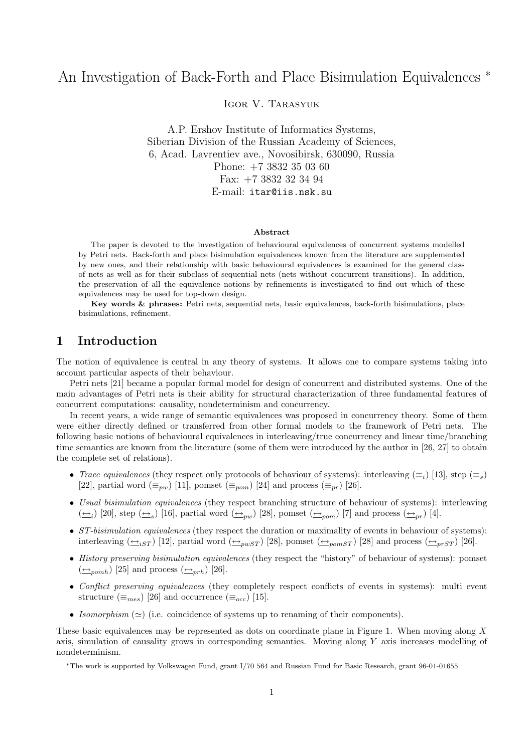# An Investigation of Back-Forth and Place Bisimulation Equivalences *

Igor V. Tarasyuk

A.P. Ershov Institute of Informatics Systems,
Siberian Division of the Russian Academy of Sciences,
6, Acad. Lavrentiev ave., Novosibirsk, 630090, Russia
Phone: +7 3832 35 03 60
Fax: +7 3832 32 34 94
E-mail: itar@iis.nsk.su

**Abstract**

The paper is devoted to the investigation of behavioural equivalences of concurrent systems modelled by Petri nets. Back-forth and place bisimulation equivalences known from the literature are supplemented by new ones, and their relationship with basic behavioural equivalences is examined for the general class of nets as well as for their subclass of sequential nets (nets without concurrent transitions). In addition, the preservation of all the equivalence notions by refinements is investigated to find out which of these equivalences may be used for top-down design.

**Key words & phrases:** Petri nets, sequential nets, basic equivalences, back-forth bisimulations, place bisimulations, refinement.

## 1 Introduction

The notion of equivalence is central in any theory of systems. It allows one to compare systems taking into account particular aspects of their behaviour.

Petri nets [21] became a popular formal model for design of concurrent and distributed systems. One of the main advantages of Petri nets is their ability for structural characterization of three fundamental features of concurrent computations: causality, nondeterminism and concurrency.

In recent years, a wide range of semantic equivalences was proposed in concurrency theory. Some of them were either directly defined or transferred from other formal models to the framework of Petri nets. The following basic notions of behavioural equivalences in interleaving/true concurrency and linear time/branching time semantics are known from the literature (some of them were introduced by the author in [26, 27] to obtain the complete set of relations).

- *Trace equivalences* (they respect only protocols of behaviour of systems): interleaving ($\equiv_i$) [13], step ($\equiv_s$) [22], partial word ($\equiv_{pw}$) [11], pomset ($\equiv_{pom}$) [24] and process ($\equiv_{pr}$) [26].
- *Usual bisimulation equivalences* (they respect branching structure of behaviour of systems): interleaving ($\underline{\leftrightarrow}_i$) [20], step ($\underline{\leftrightarrow}_s$) [16], partial word ($\underline{\leftrightarrow}_{pw}$) [28], pomset ($\underline{\leftrightarrow}_{pom}$) [7] and process ($\underline{\leftrightarrow}_{pr}$) [4].
- *ST-bisimulation equivalences* (they respect the duration or maximality of events in behaviour of systems): interleaving ($\underline{\leftrightarrow}_{iST}$) [12], partial word ($\underline{\leftrightarrow}_{pwST}$) [28], pomset ($\underline{\leftrightarrow}_{pomST}$) [28] and process ($\underline{\leftrightarrow}_{prST}$) [26].
- *History preserving bisimulation equivalences* (they respect the "history" of behaviour of systems): pomset ($\underline{\leftrightarrow}_{pomh}$) [25] and process ($\underline{\leftrightarrow}_{prh}$) [26].
- *Conflict preserving equivalences* (they completely respect conflicts of events in systems): multi event structure ($\equiv_{mes}$) [26] and occurrence ($\equiv_{occ}$) [15].
- *Isomorphism* ($\simeq$) (i.e. coincidence of systems up to renaming of their components).

These basic equivalences may be represented as dots on coordinate plane in Figure 1. When moving along $X$ axis, simulation of causality grows in corresponding semantics. Moving along $Y$ axis increases modelling of nondeterminism.

*The work is supported by Volkswagen Fund, grant I/70 564 and Russian Fund for Basic Research, grant 96-01-01655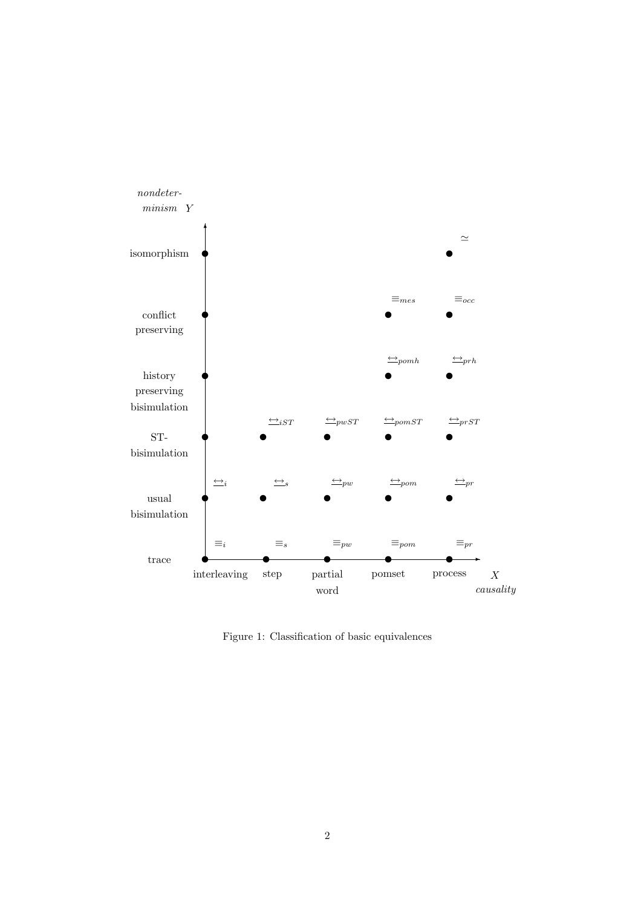| | interleaving | step | partial word | pomset | process |
|---|---|---|---|---|---|
| isomorphism | | | | | $\simeq$ |
| conflict preserving | | | | $\equiv_{mes}$ | $\equiv_{occ}$ |
| history preserving bisimulation | | | | $\underline{\leftrightarrow}_{pomh}$ | $\underline{\leftrightarrow}_{prh}$ |
| ST-bisimulation | | $\underline{\leftrightarrow}_{iST}$ | $\underline{\leftrightarrow}_{pwST}$ | $\underline{\leftrightarrow}_{pomST}$ | $\underline{\leftrightarrow}_{prST}$ |
| usual bisimulation | $\underline{\leftrightarrow}_{i}$ | $\underline{\leftrightarrow}_{s}$ | $\underline{\leftrightarrow}_{pw}$ | $\underline{\leftrightarrow}_{pom}$ | $\underline{\leftrightarrow}_{pr}$ |
| trace | $\equiv_i$ | $\equiv_s$ | $\equiv_{pw}$ | $\equiv_{pom}$ | $\equiv_{pr}$ |

*nondeterminism* $Y$ (vertical axis); $X$ *causality* (horizontal axis)

Figure 1: Classification of basic equivalences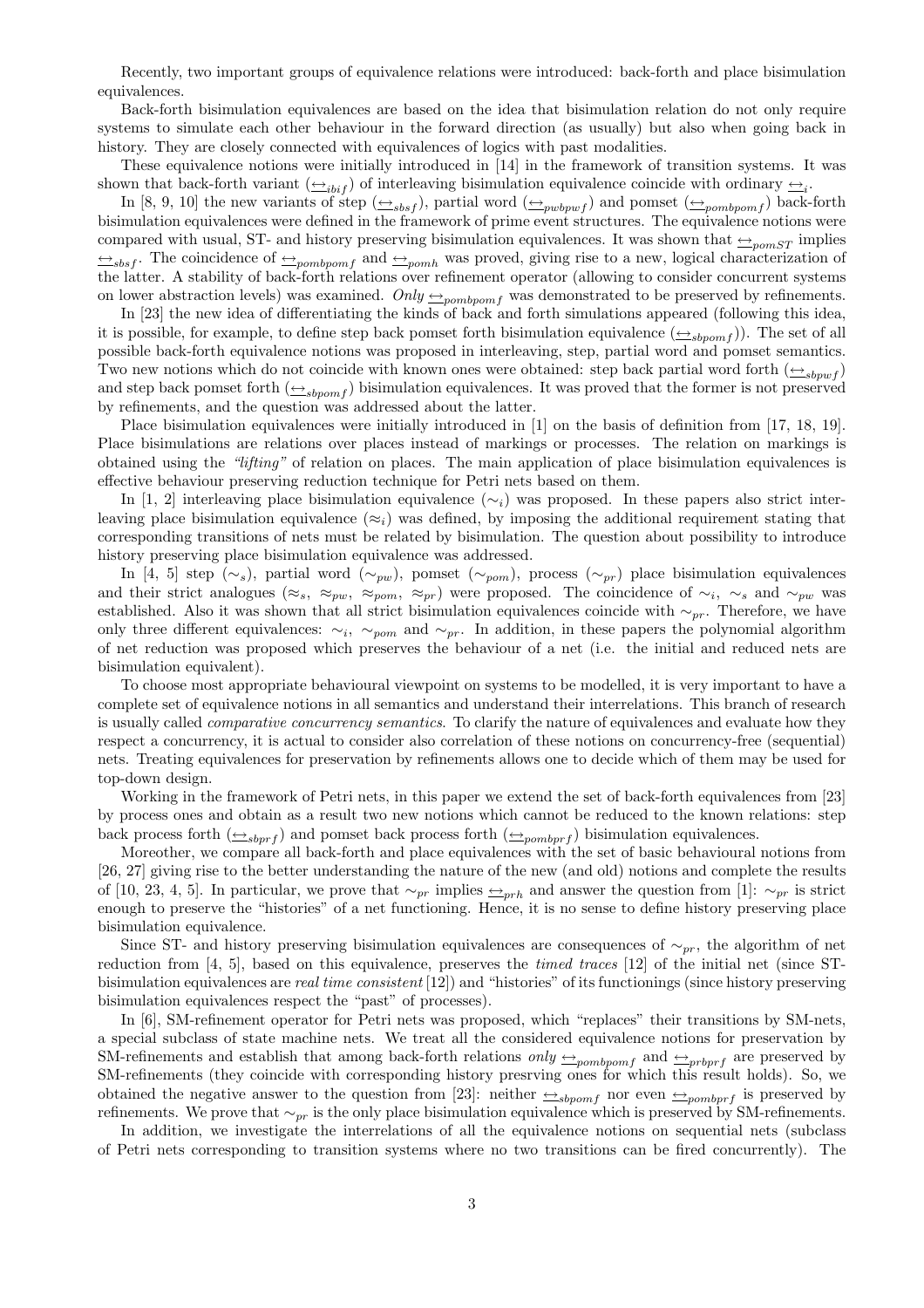Recently, two important groups of equivalence relations were introduced: back-forth and place bisimulation equivalences.

Back-forth bisimulation equivalences are based on the idea that bisimulation relation do not only require systems to simulate each other behaviour in the forward direction (as usually) but also when going back in history. They are closely connected with equivalences of logics with past modalities.

These equivalence notions were initially introduced in [14] in the framework of transition systems. It was shown that back-forth variant ($\underline{\leftrightarrow}_{ibif}$) of interleaving bisimulation equivalence coincide with ordinary $\underline{\leftrightarrow}_i$.

In [8, 9, 10] the new variants of step ($\underline{\leftrightarrow}_{sbsf}$), partial word ($\underline{\leftrightarrow}_{pwbpwf}$) and pomset ($\underline{\leftrightarrow}_{pombpomf}$) back-forth bisimulation equivalences were defined in the framework of prime event structures. The equivalence notions were compared with usual, ST- and history preserving bisimulation equivalences. It was shown that $\underline{\leftrightarrow}_{pomST}$ implies $\underline{\leftrightarrow}_{sbsf}$. The coincidence of $\underline{\leftrightarrow}_{pombpomf}$ and $\underline{\leftrightarrow}_{pomh}$ was proved, giving rise to a new, logical characterization of the latter. A stability of back-forth relations over refinement operator (allowing to consider concurrent systems on lower abstraction levels) was examined. *Only* $\underline{\leftrightarrow}_{pombpomf}$ was demonstrated to be preserved by refinements.

In [23] the new idea of differentiating the kinds of back and forth simulations appeared (following this idea, it is possible, for example, to define step back pomset forth bisimulation equivalence ($\underline{\leftrightarrow}_{sbpomf}$)). The set of all possible back-forth equivalence notions was proposed in interleaving, step, partial word and pomset semantics. Two new notions which do not coincide with known ones were obtained: step back partial word forth ($\underline{\leftrightarrow}_{sbpwf}$) and step back pomset forth ($\underline{\leftrightarrow}_{sbpomf}$) bisimulation equivalences. It was proved that the former is not preserved by refinements, and the question was addressed about the latter.

Place bisimulation equivalences were initially introduced in [1] on the basis of definition from [17, 18, 19]. Place bisimulations are relations over places instead of markings or processes. The relation on markings is obtained using the *"lifting"* of relation on places. The main application of place bisimulation equivalences is effective behaviour preserving reduction technique for Petri nets based on them.

In [1, 2] interleaving place bisimulation equivalence ($\sim_i$) was proposed. In these papers also strict interleaving place bisimulation equivalence ($\approx_i$) was defined, by imposing the additional requirement stating that corresponding transitions of nets must be related by bisimulation. The question about possibility to introduce history preserving place bisimulation equivalence was addressed.

In [4, 5] step ($\sim_s$), partial word ($\sim_{pw}$), pomset ($\sim_{pom}$), process ($\sim_{pr}$) place bisimulation equivalences and their strict analogues ($\approx_s$, $\approx_{pw}$, $\approx_{pom}$, $\approx_{pr}$) were proposed. The coincidence of $\sim_i$, $\sim_s$ and $\sim_{pw}$ was established. Also it was shown that all strict bisimulation equivalences coincide with $\sim_{pr}$. Therefore, we have only three different equivalences: $\sim_i$, $\sim_{pom}$ and $\sim_{pr}$. In addition, in these papers the polynomial algorithm of net reduction was proposed which preserves the behaviour of a net (i.e. the initial and reduced nets are bisimulation equivalent).

To choose most appropriate behavioural viewpoint on systems to be modelled, it is very important to have a complete set of equivalence notions in all semantics and understand their interrelations. This branch of research is usually called *comparative concurrency semantics*. To clarify the nature of equivalences and evaluate how they respect a concurrency, it is actual to consider also correlation of these notions on concurrency-free (sequential) nets. Treating equivalences for preservation by refinements allows one to decide which of them may be used for top-down design.

Working in the framework of Petri nets, in this paper we extend the set of back-forth equivalences from [23] by process ones and obtain as a result two new notions which cannot be reduced to the known relations: step back process forth ($\underline{\leftrightarrow}_{sbprf}$) and pomset back process forth ($\underline{\leftrightarrow}_{pombprf}$) bisimulation equivalences.

Moreother, we compare all back-forth and place equivalences with the set of basic behavioural notions from [26, 27] giving rise to the better understanding the nature of the new (and old) notions and complete the results of [10, 23, 4, 5]. In particular, we prove that $\sim_{pr}$ implies $\underline{\leftrightarrow}_{prh}$ and answer the question from [1]: $\sim_{pr}$ is strict enough to preserve the "histories" of a net functioning. Hence, it is no sense to define history preserving place bisimulation equivalence.

Since ST- and history preserving bisimulation equivalences are consequences of $\sim_{pr}$, the algorithm of net reduction from [4, 5], based on this equivalence, preserves the *timed traces* [12] of the initial net (since ST-bisimulation equivalences are *real time consistent* [12]) and "histories" of its functionings (since history preserving bisimulation equivalences respect the "past" of processes).

In [6], SM-refinement operator for Petri nets was proposed, which "replaces" their transitions by SM-nets, a special subclass of state machine nets. We treat all the considered equivalence notions for preservation by SM-refinements and establish that among back-forth relations *only* $\underline{\leftrightarrow}_{pombpomf}$ and $\underline{\leftrightarrow}_{prbprf}$ are preserved by SM-refinements (they coincide with corresponding history presrving ones for which this result holds). So, we obtained the negative answer to the question from [23]: neither $\underline{\leftrightarrow}_{sbpomf}$ nor even $\underline{\leftrightarrow}_{pombprf}$ is preserved by refinements. We prove that $\sim_{pr}$ is the only place bisimulation equivalence which is preserved by SM-refinements.

In addition, we investigate the interrelations of all the equivalence notions on sequential nets (subclass of Petri nets corresponding to transition systems where no two transitions can be fired concurrently). The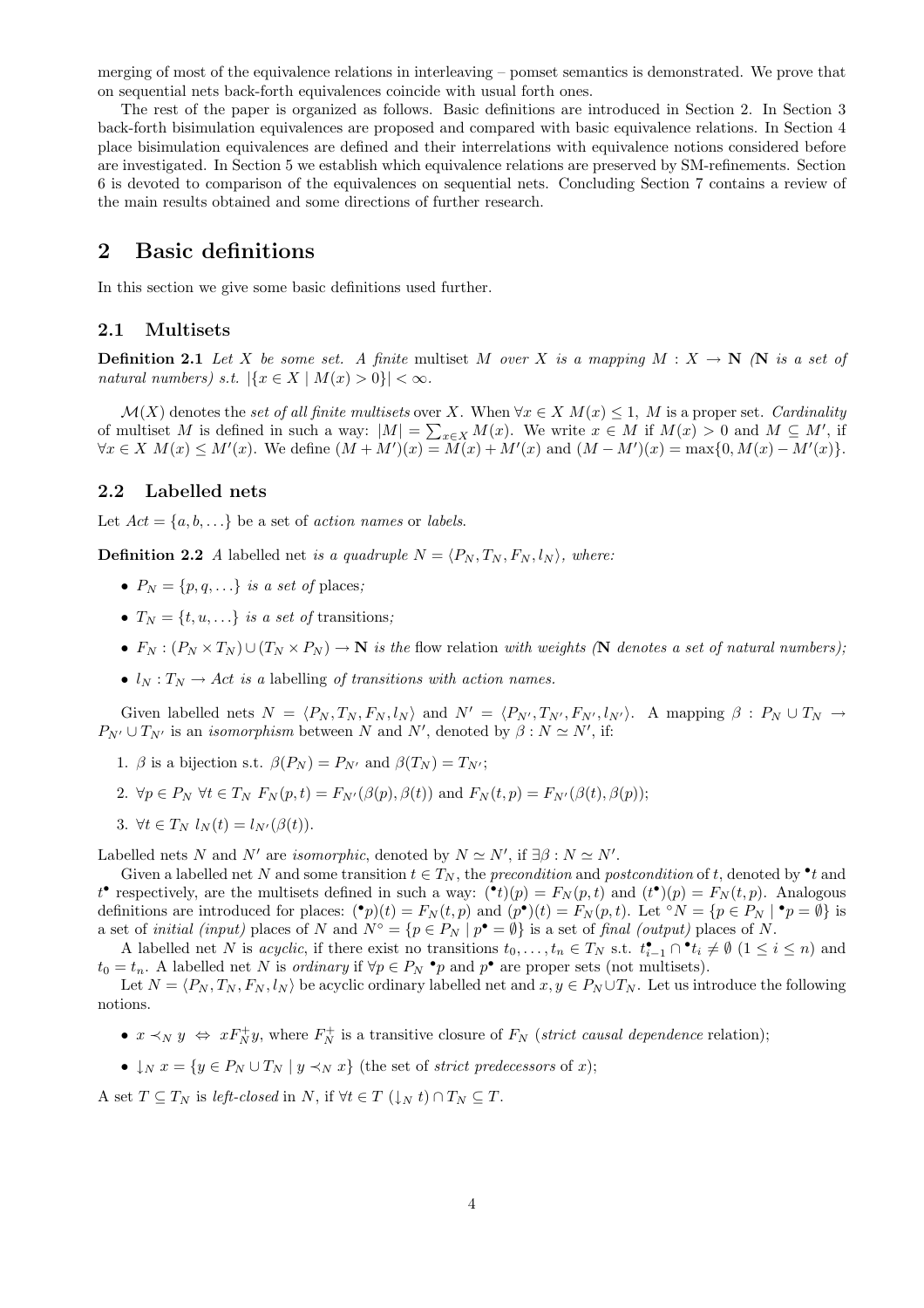merging of most of the equivalence relations in interleaving – pomset semantics is demonstrated. We prove that on sequential nets back-forth equivalences coincide with usual forth ones.

The rest of the paper is organized as follows. Basic definitions are introduced in Section 2. In Section 3 back-forth bisimulation equivalences are proposed and compared with basic equivalence relations. In Section 4 place bisimulation equivalences are defined and their interrelations with equivalence notions considered before are investigated. In Section 5 we establish which equivalence relations are preserved by SM-refinements. Section 6 is devoted to comparison of the equivalences on sequential nets. Concluding Section 7 contains a review of the main results obtained and some directions of further research.

# 2 Basic definitions

In this section we give some basic definitions used further.

## 2.1 Multisets

**Definition 2.1** *Let $X$ be some set. A finite* multiset *$M$ over $X$ is a mapping $M : X \to \mathbf{N}$ ($\mathbf{N}$ is a set of natural numbers) s.t. $|\{x \in X \mid M(x) > 0\}| < \infty$.*

$\mathcal{M}(X)$ denotes the *set of all finite multisets* over $X$. When $\forall x \in X\ M(x) \leq 1$, $M$ is a proper set. *Cardinality* of multiset $M$ is defined in such a way: $|M| = \sum_{x \in X} M(x)$. We write $x \in M$ if $M(x) > 0$ and $M \subseteq M'$, if $\forall x \in X\ M(x) \leq M'(x)$. We define $(M + M')(x) = M(x) + M'(x)$ and $(M - M')(x) = \max\{0, M(x) - M'(x)\}$.

## 2.2 Labelled nets

Let $Act = \{a, b, \ldots\}$ be a set of *action names* or *labels*.

**Definition 2.2** *A* labelled net *is a quadruple $N = \langle P_N, T_N, F_N, l_N \rangle$, where:*

- *$P_N = \{p, q, \ldots\}$ is a set of* places*;*
- *$T_N = \{t, u, \ldots\}$ is a set of* transitions*;*
- *$F_N : (P_N \times T_N) \cup (T_N \times P_N) \to \mathbf{N}$ is the* flow relation *with weights ($\mathbf{N}$ denotes a set of natural numbers);*
- *$l_N : T_N \to Act$ is a* labelling *of transitions with action names.*

Given labelled nets $N = \langle P_N, T_N, F_N, l_N \rangle$ and $N' = \langle P_{N'}, T_{N'}, F_{N'}, l_{N'} \rangle$. A mapping $\beta : P_N \cup T_N \to P_{N'} \cup T_{N'}$ is an *isomorphism* between $N$ and $N'$, denoted by $\beta : N \simeq N'$, if:

1. $\beta$ is a bijection s.t. $\beta(P_N) = P_{N'}$ and $\beta(T_N) = T_{N'}$;
2. $\forall p \in P_N\ \forall t \in T_N\ F_N(p, t) = F_{N'}(\beta(p), \beta(t))$ and $F_N(t, p) = F_{N'}(\beta(t), \beta(p))$;
3. $\forall t \in T_N\ l_N(t) = l_{N'}(\beta(t))$.

Labelled nets $N$ and $N'$ are *isomorphic*, denoted by $N \simeq N'$, if $\exists \beta : N \simeq N'$.

Given a labelled net $N$ and some transition $t \in T_N$, the *precondition* and *postcondition* of $t$, denoted by ${}^\bullet t$ and $t^\bullet$ respectively, are the multisets defined in such a way: $({}^\bullet t)(p) = F_N(p, t)$ and $(t^\bullet)(p) = F_N(t, p)$. Analogous definitions are introduced for places: $({}^\bullet p)(t) = F_N(t, p)$ and $(p^\bullet)(t) = F_N(p, t)$. Let ${}^\circ N = \{p \in P_N \mid {}^\bullet p = \emptyset\}$ is a set of *initial (input)* places of $N$ and $N^\circ = \{p \in P_N \mid p^\bullet = \emptyset\}$ is a set of *final (output)* places of $N$.

A labelled net $N$ is *acyclic*, if there exist no transitions $t_0, \ldots, t_n \in T_N$ s.t. $t_{i-1}^\bullet \cap {}^\bullet t_i \neq \emptyset$ $(1 \leq i \leq n)$ and $t_0 = t_n$. A labelled net $N$ is *ordinary* if $\forall p \in P_N\ {}^\bullet p$ and $p^\bullet$ are proper sets (not multisets).

Let $N = \langle P_N, T_N, F_N, l_N \rangle$ be acyclic ordinary labelled net and $x, y \in P_N \cup T_N$. Let us introduce the following notions.

- $x \prec_N y \ \Leftrightarrow\ x F_N^+ y$, where $F_N^+$ is a transitive closure of $F_N$ (*strict causal dependence* relation);
- $\downarrow_N x = \{y \in P_N \cup T_N \mid y \prec_N x\}$ (the set of *strict predecessors* of $x$);

A set $T \subseteq T_N$ is *left-closed* in $N$, if $\forall t \in T\ (\downarrow_N t) \cap T_N \subseteq T$.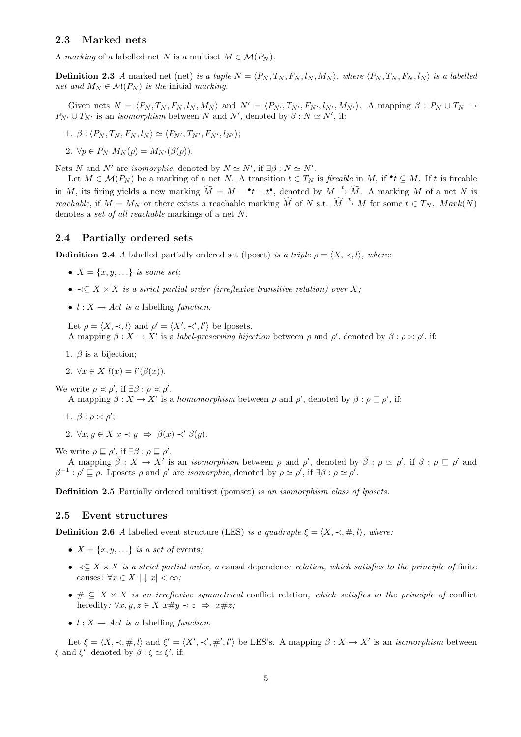### 2.3 Marked nets

A *marking* of a labelled net $N$ is a multiset $M \in \mathcal{M}(P_N)$.

**Definition 2.3** *A* marked net (net) *is a tuple* $N = \langle P_N, T_N, F_N, l_N, M_N \rangle$*, where* $\langle P_N, T_N, F_N, l_N \rangle$ *is a labelled net and* $M_N \in \mathcal{M}(P_N)$ *is the* initial *marking.*

Given nets $N = \langle P_N, T_N, F_N, l_N, M_N \rangle$ and $N' = \langle P_{N'}, T_{N'}, F_{N'}, l_{N'}, M_{N'} \rangle$. A mapping $\beta : P_N \cup T_N \to P_{N'} \cup T_{N'}$ is an *isomorphism* between $N$ and $N'$, denoted by $\beta : N \simeq N'$, if:

1. $\beta : \langle P_N, T_N, F_N, l_N \rangle \simeq \langle P_{N'}, T_{N'}, F_{N'}, l_{N'} \rangle$;
2. $\forall p \in P_N \; M_N(p) = M_{N'}(\beta(p))$.

Nets $N$ and $N'$ are *isomorphic*, denoted by $N \simeq N'$, if $\exists \beta : N \simeq N'$.

Let $M \in \mathcal{M}(P_N)$ be a marking of a net $N$. A transition $t \in T_N$ is *fireable* in $M$, if ${}^\bullet t \subseteq M$. If $t$ is fireable in $M$, its firing yields a new marking $\widetilde{M} = M - {}^\bullet t + t^\bullet$, denoted by $M \xrightarrow{t} \widetilde{M}$. A marking $M$ of a net $N$ is *reachable*, if $M = M_N$ or there exists a reachable marking $\widehat{M}$ of $N$ s.t. $\widehat{M} \xrightarrow{t} M$ for some $t \in T_N$. $Mark(N)$ denotes a *set of all reachable* markings of a net $N$.

### 2.4 Partially ordered sets

**Definition 2.4** *A* labelled partially ordered set (lposet) *is a triple* $\rho = \langle X, \prec, l \rangle$*, where:*

- $X = \{x, y, \ldots\}$ *is some set;*
- $\prec \subseteq X \times X$ *is a strict partial order (irreflexive transitive relation) over* $X$*;*
- $l : X \to Act$ *is a* labelling *function.*

Let $\rho = \langle X, \prec, l \rangle$ and $\rho' = \langle X', \prec', l' \rangle$ be lposets.
A mapping $\beta : X \to X'$ is a *label-preserving bijection* between $\rho$ and $\rho'$, denoted by $\beta : \rho \asymp \rho'$, if:

1. $\beta$ is a bijection;
2. $\forall x \in X \; l(x) = l'(\beta(x))$.

We write $\rho \asymp \rho'$, if $\exists \beta : \rho \asymp \rho'$.
A mapping $\beta : X \to X'$ is a *homomorphism* between $\rho$ and $\rho'$, denoted by $\beta : \rho \sqsubseteq \rho'$, if:

1. $\beta : \rho \asymp \rho'$;
2. $\forall x, y \in X \; x \prec y \;\Rightarrow\; \beta(x) \prec' \beta(y)$.

We write $\rho \sqsubseteq \rho'$, if $\exists \beta : \rho \sqsubseteq \rho'$.
A mapping $\beta : X \to X'$ is an *isomorphism* between $\rho$ and $\rho'$, denoted by $\beta : \rho \simeq \rho'$, if $\beta : \rho \sqsubseteq \rho'$ and $\beta^{-1} : \rho' \sqsubseteq \rho$. Lposets $\rho$ and $\rho'$ are *isomorphic*, denoted by $\rho \simeq \rho'$, if $\exists \beta : \rho \simeq \rho'$.

**Definition 2.5** Partially ordered multiset (pomset) *is an isomorphism class of lposets.*

### 2.5 Event structures

**Definition 2.6** *A* labelled event structure (LES) *is a quadruple* $\xi = \langle X, \prec, \#, l \rangle$*, where:*

- $X = \{x, y, \ldots\}$ *is a set of* events*;*
- $\prec \subseteq X \times X$ *is a strict partial order, a* causal dependence *relation, which satisfies to the principle of* finite causes*:* $\forall x \in X \; |\downarrow x| < \infty$*;*
- $\# \subseteq X \times X$ *is an irreflexive symmetrical* conflict relation*, which satisfies to the principle of* conflict heredity*:* $\forall x, y, z \in X \; x \# y \prec z \;\Rightarrow\; x \# z$*;*
- $l : X \to Act$ *is a* labelling *function.*

Let $\xi = \langle X, \prec, \#, l \rangle$ and $\xi' = \langle X', \prec', \#', l' \rangle$ be LES's. A mapping $\beta : X \to X'$ is an *isomorphism* between $\xi$ and $\xi'$, denoted by $\beta : \xi \simeq \xi'$, if: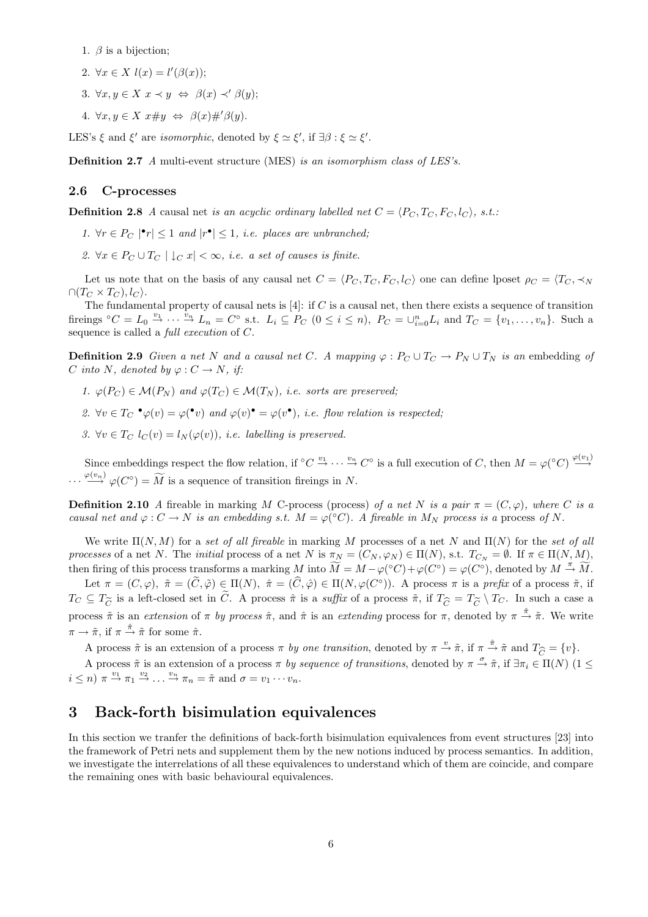1. $\beta$ is a bijection;
2. $\forall x \in X\ l(x) = l'(\beta(x))$;
3. $\forall x, y \in X\ x \prec y \Leftrightarrow \beta(x) \prec' \beta(y)$;
4. $\forall x, y \in X\ x\#y \Leftrightarrow \beta(x)\#'\beta(y)$.

LES's $\xi$ and $\xi'$ are *isomorphic*, denoted by $\xi \simeq \xi'$, if $\exists \beta : \xi \simeq \xi'$.

**Definition 2.7** *A multi-event structure (MES) is an isomorphism class of LES's.*

## 2.6 C-processes

**Definition 2.8** *A* causal net *is an acyclic ordinary labelled net $C = \langle P_C, T_C, F_C, l_C\rangle$, s.t.:*

1. *$\forall r \in P_C\ |{}^\bullet r| \leq 1$ and $|r^\bullet| \leq 1$, i.e. places are unbranched;*
2. *$\forall x \in P_C \cup T_C\ |\downarrow_C x| < \infty$, i.e. a set of causes is finite.*

Let us note that on the basis of any causal net $C = \langle P_C, T_C, F_C, l_C\rangle$ one can define lposet $\rho_C = \langle T_C, \prec_N \cap (T_C \times T_C), l_C\rangle$.

The fundamental property of causal nets is [4]: if $C$ is a causal net, then there exists a sequence of transition firings ${}^\circ C = L_0 \stackrel{v_1}{\to} \cdots \stackrel{v_n}{\to} L_n = C^\circ$ s.t. $L_i \subseteq P_C\ (0 \leq i \leq n),\ P_C = \cup_{i=0}^n L_i$ and $T_C = \{v_1, \ldots, v_n\}$. Such a sequence is called a *full execution* of $C$.

**Definition 2.9** *Given a net $N$ and a causal net $C$. A mapping $\varphi : P_C \cup T_C \to P_N \cup T_N$ is an* embedding *of $C$ into $N$, denoted by $\varphi : C \to N$, if:*

1. *$\varphi(P_C) \in \mathcal{M}(P_N)$ and $\varphi(T_C) \in \mathcal{M}(T_N)$, i.e. sorts are preserved;*
2. *$\forall v \in T_C\ {}^\bullet\varphi(v) = \varphi({}^\bullet v)$ and $\varphi(v)^\bullet = \varphi(v^\bullet)$, i.e. flow relation is respected;*
3. *$\forall v \in T_C\ l_C(v) = l_N(\varphi(v))$, i.e. labelling is preserved.*

Since embeddings respect the flow relation, if ${}^\circ C \stackrel{v_1}{\to} \cdots \stackrel{v_n}{\to} C^\circ$ is a full execution of $C$, then $M = \varphi({}^\circ C) \stackrel{\varphi(v_1)}{\longrightarrow} \cdots \stackrel{\varphi(v_n)}{\longrightarrow} \varphi(C^\circ) = \widetilde{M}$ is a sequence of transition fireings in $N$.

**Definition 2.10** *A fireable in marking $M$ C-process (process) of a net $N$ is a pair $\pi = (C, \varphi)$, where $C$ is a causal net and $\varphi : C \to N$ is an embedding s.t. $M = \varphi({}^\circ C)$. A fireable in $M_N$ process is a* process *of $N$.*

We write $\Pi(N, M)$ for a *set of all fireable* in marking $M$ processes of a net $N$ and $\Pi(N)$ for the *set of all processes* of a net $N$. The *initial* process of a net $N$ is $\pi_N = (C_N, \varphi_N) \in \Pi(N)$, s.t. $T_{C_N} = \emptyset$. If $\pi \in \Pi(N, M)$, then firing of this *process transforms* a marking $M$ into $\widetilde{M} = M - \varphi({}^\circ C) + \varphi(C^\circ) = \varphi(C^\circ)$, denoted by $M \stackrel{\pi}{\to} \widetilde{M}$.

Let $\pi = (C, \varphi),\ \tilde{\pi} = (\widetilde{C}, \tilde{\varphi}) \in \Pi(N),\ \hat{\pi} = (\widehat{C}, \hat{\varphi}) \in \Pi(N, \varphi(C^\circ))$. A process $\pi$ is a *prefix* of a process $\tilde{\pi}$, if $T_C \subseteq T_{\widetilde{C}}$ is a left-closed set in $\widetilde{C}$. A process $\hat{\pi}$ is a *suffix* of a process $\tilde{\pi}$, if $T_{\widehat{C}} = T_{\widetilde{C}} \setminus T_C$. In such a case a process $\tilde{\pi}$ is an *extension* of $\pi$ *by process* $\hat{\pi}$, and $\hat{\pi}$ is an *extending* process for $\pi$, denoted by $\pi \stackrel{\hat{\pi}}{\to} \tilde{\pi}$. We write $\pi \to \tilde{\pi}$, if $\pi \stackrel{\hat{\pi}}{\to} \tilde{\pi}$ for some $\hat{\pi}$.

A process $\tilde{\pi}$ is an extension of a process $\pi$ *by one transition*, denoted by $\pi \stackrel{v}{\to} \tilde{\pi}$, if $\pi \stackrel{\hat{\pi}}{\to} \tilde{\pi}$ and $T_{\widehat{C}} = \{v\}$.

A process $\tilde{\pi}$ is an extension of a process $\pi$ *by sequence of transitions*, denoted by $\pi \stackrel{\sigma}{\to} \tilde{\pi}$, if $\exists \pi_i \in \Pi(N)\ (1 \leq i \leq n)\ \pi \stackrel{v_1}{\to} \pi_1 \stackrel{v_2}{\to} \ldots \stackrel{v_n}{\to} \pi_n = \tilde{\pi}$ and $\sigma = v_1 \cdots v_n$.

# 3 Back-forth bisimulation equivalences

In this section we tranfer the definitions of back-forth bisimulation equivalences from event structures [23] into the framework of Petri nets and supplement them by the new notions induced by process semantics. In addition, we investigate the interrelations of all these equivalences to understand which of them are coincide, and compare the remaining ones with basic behavioural equivalences.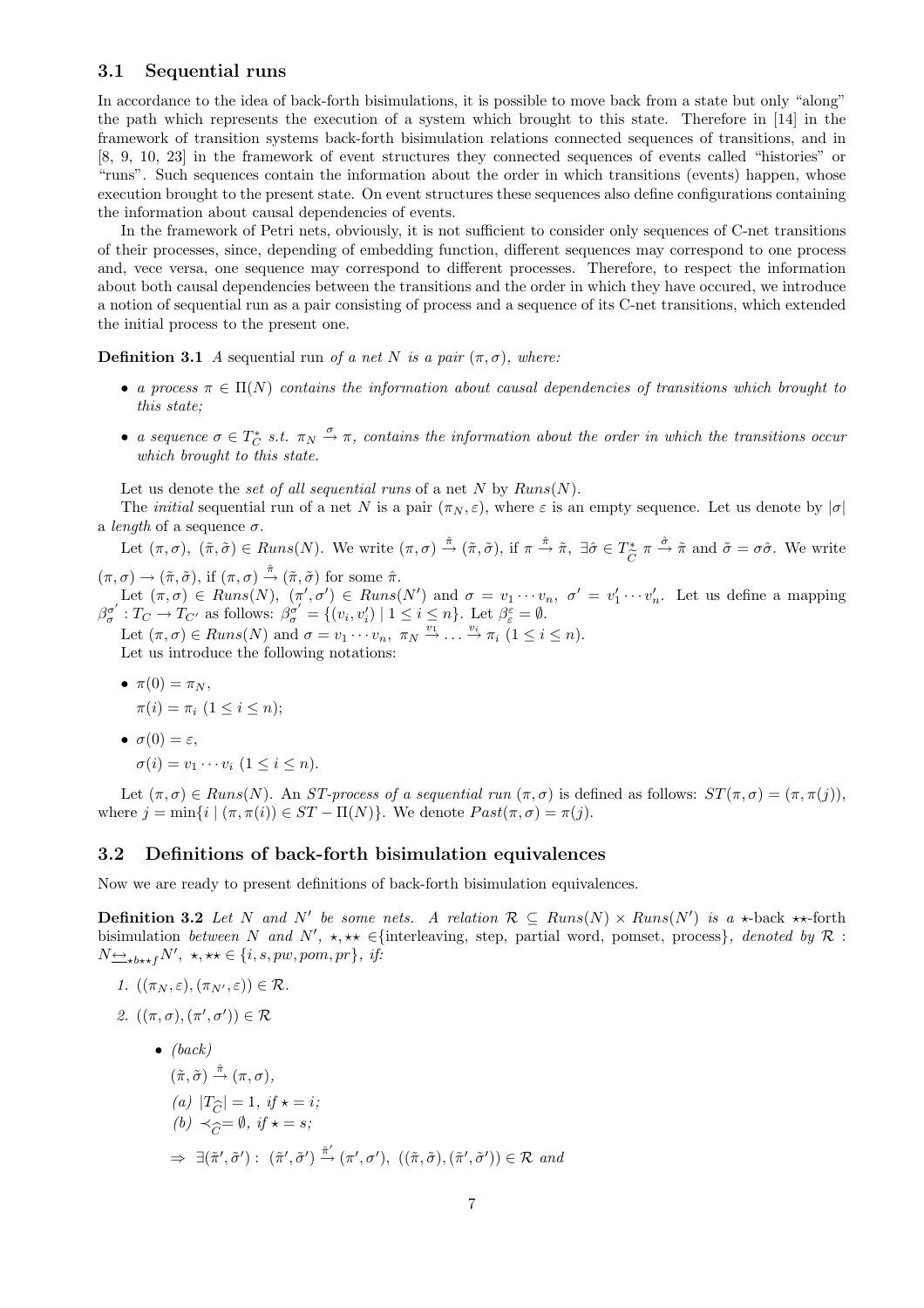### 3.1 Sequential runs

In accordance to the idea of back-forth bisimulations, it is possible to move back from a state but only "along" the path which represents the execution of a system which brought to this state. Therefore in [14] in the framework of transition systems back-forth bisimulation relations connected sequences of transitions, and in [8, 9, 10, 23] in the framework of event structures they connected sequences of events called "histories" or "runs". Such sequences contain the information about the order in which transitions (events) happen, whose execution brought to the present state. On event structures these sequences also define configurations containing the information about causal dependencies of events.

In the framework of Petri nets, obviously, it is not sufficient to consider only sequences of C-net transitions of their processes, since, depending of embedding function, different sequences may correspond to one process and, vece versa, one sequence may correspond to different processes. Therefore, to respect the information about both causal dependencies between the transitions and the order in which they have occured, we introduce a notion of sequential run as a pair consisting of process and a sequence of its C-net transitions, which extended the initial process to the present one.

**Definition 3.1** *A* sequential run *of a net $N$ is a pair $(\pi, \sigma)$, where:*

- *a process $\pi \in \Pi(N)$ contains the information about causal dependencies of transitions which brought to this state;*
- *a sequence $\sigma \in T_C^*$ s.t. $\pi_N \xrightarrow{\sigma} \pi$, contains the information about the order in which the transitions occur which brought to this state.*

Let us denote the *set of all sequential runs* of a net $N$ by $Runs(N)$.

The *initial* sequential run of a net $N$ is a pair $(\pi_N, \varepsilon)$, where $\varepsilon$ is an empty sequence. Let us denote by $|\sigma|$ a *length* of a sequence $\sigma$.

Let $(\pi, \sigma),\ (\tilde{\pi}, \tilde{\sigma}) \in Runs(N)$. We write $(\pi, \sigma) \xrightarrow{\hat{\pi}} (\tilde{\pi}, \tilde{\sigma})$, if $\pi \xrightarrow{\hat{\pi}} \tilde{\pi},\ \exists \hat{\sigma} \in T_{\widehat{C}}^*\ \pi \xrightarrow{\hat{\sigma}} \tilde{\pi}$ and $\tilde{\sigma} = \sigma\hat{\sigma}$. We write $(\pi, \sigma) \rightarrow (\tilde{\pi}, \tilde{\sigma})$, if $(\pi, \sigma) \xrightarrow{\hat{\pi}} (\tilde{\pi}, \tilde{\sigma})$ for some $\hat{\pi}$.

Let $(\pi, \sigma) \in Runs(N),\ (\pi', \sigma') \in Runs(N')$ and $\sigma = v_1 \cdots v_n,\ \sigma' = v_1' \cdots v_n'$. Let us define a mapping $\beta_\sigma^{\sigma'} : T_C \rightarrow T_{C'}$ as follows: $\beta_\sigma^{\sigma'} = \{(v_i, v_i') \mid 1 \leq i \leq n\}$. Let $\beta_\varepsilon^\varepsilon = \emptyset$.

Let $(\pi, \sigma) \in Runs(N)$ and $\sigma = v_1 \cdots v_n,\ \pi_N \xrightarrow{v_1} \ldots \xrightarrow{v_i} \pi_i\ (1 \leq i \leq n)$.

Let us introduce the following notations:

- $\pi(0) = \pi_N$,

  $\pi(i) = \pi_i\ (1 \leq i \leq n)$;
- $\sigma(0) = \varepsilon$,

  $\sigma(i) = v_1 \cdots v_i\ (1 \leq i \leq n)$.

Let $(\pi, \sigma) \in Runs(N)$. An *ST-process of a sequential run* $(\pi, \sigma)$ is defined as follows: $ST(\pi, \sigma) = (\pi, \pi(j))$, where $j = \min\{i \mid (\pi, \pi(i)) \in ST - \Pi(N)\}$. We denote $Past(\pi, \sigma) = \pi(j)$.

### 3.2 Definitions of back-forth bisimulation equivalences

Now we are ready to present definitions of back-forth bisimulation equivalences.

**Definition 3.2** *Let $N$ and $N'$ be some nets. A relation $\mathcal{R} \subseteq Runs(N) \times Runs(N')$ is a $\star$-*back *$\star\star$-*forth bisimulation *between $N$ and $N'$, $\star, \star\star \in$*{interleaving, step, partial word, pomset, process}, *denoted by $\mathcal{R} : N \underline{\leftrightarrow}_{\star b \star\star f} N'$, $\star, \star\star \in \{i, s, pw, pom, pr\}$, if:*

1. $((\pi_N, \varepsilon), (\pi_{N'}, \varepsilon)) \in \mathcal{R}$.
2. $((\pi, \sigma), (\pi', \sigma')) \in \mathcal{R}$

   - *(back)*

     $(\tilde{\pi}, \tilde{\sigma}) \xrightarrow{\hat{\pi}} (\pi, \sigma)$,

     *(a)* $|T_{\widehat{C}}| = 1$, *if* $\star = i$;

     *(b)* $\prec_{\widehat{C}} = \emptyset$, *if* $\star = s$;

     $\Rightarrow\ \exists (\tilde{\pi}', \tilde{\sigma}') :\ (\tilde{\pi}', \tilde{\sigma}') \xrightarrow{\hat{\pi}'} (\pi', \sigma'),\ ((\tilde{\pi}, \tilde{\sigma}), (\tilde{\pi}', \tilde{\sigma}')) \in \mathcal{R}$ *and*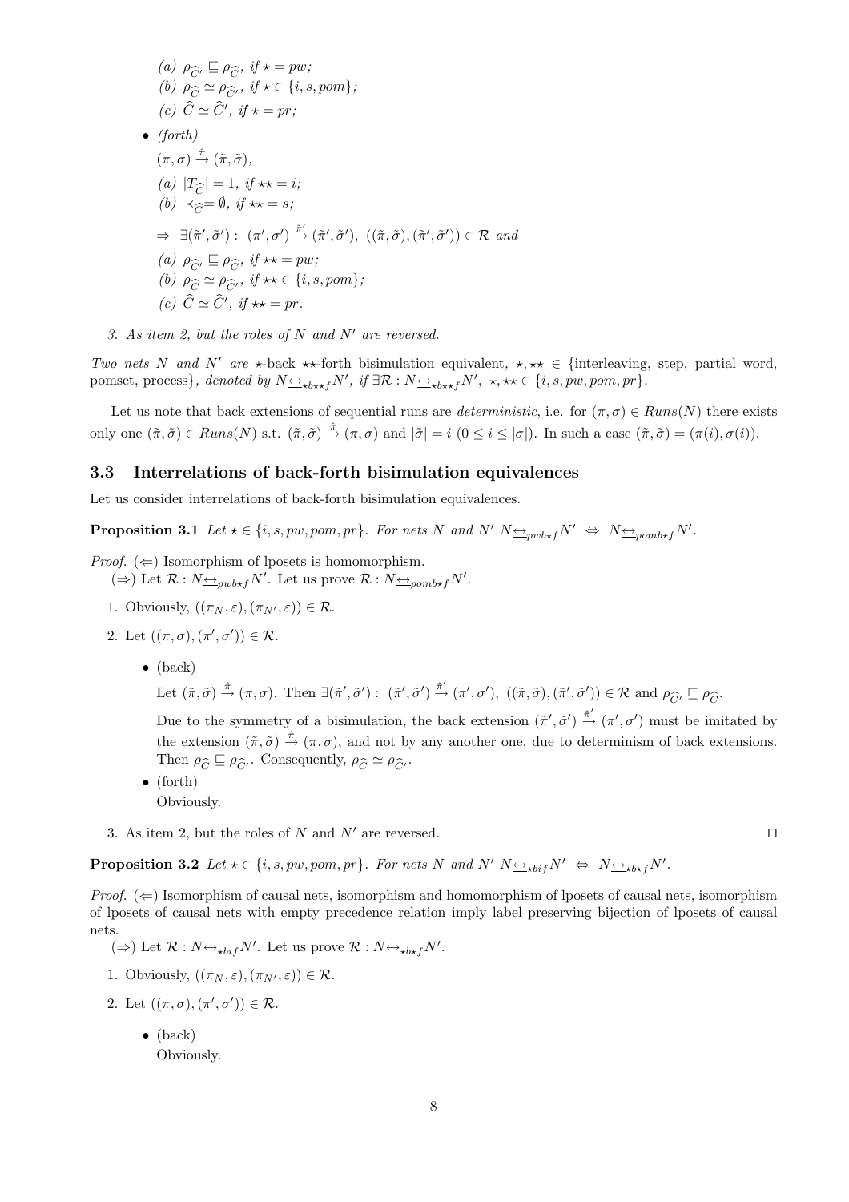(a) $\rho_{\widehat{C}'} \sqsubseteq \rho_{\widehat{C}}$, if $\star = pw$;
(b) $\rho_{\widehat{C}} \simeq \rho_{\widehat{C}'}$, if $\star \in \{i, s, pom\}$;
(c) $\widehat{C} \simeq \widehat{C}'$, if $\star = pr$;

- *(forth)*
  $(\pi, \sigma) \xrightarrow{\hat{\pi}} (\tilde{\pi}, \tilde{\sigma})$,
  (a) $|T_{\widehat{C}}| = 1$, if $\star\star = i$;
  (b) $\prec_{\widehat{C}} = \emptyset$, if $\star\star = s$;

  $\Rightarrow \exists (\tilde{\pi}', \tilde{\sigma}') : \ (\pi', \sigma') \xrightarrow{\hat{\pi}'} (\tilde{\pi}', \tilde{\sigma}'), \ ((\tilde{\pi}, \tilde{\sigma}), (\tilde{\pi}', \tilde{\sigma}')) \in \mathcal{R}$ and
  (a) $\rho_{\widehat{C}'} \sqsubseteq \rho_{\widehat{C}}$, if $\star\star = pw$;
  (b) $\rho_{\widehat{C}} \simeq \rho_{\widehat{C}'}$, if $\star\star \in \{i, s, pom\}$;
  (c) $\widehat{C} \simeq \widehat{C}'$, if $\star\star = pr$.

3. *As item 2, but the roles of $N$ and $N'$ are reversed.*

*Two nets $N$ and $N'$ are $\star$-back $\star\star$-forth bisimulation equivalent, $\star, \star\star \in$ {interleaving, step, partial word, pomset, process}, denoted by $N \underline{\leftrightarrow}_{\star b \star\star f} N'$, if $\exists \mathcal{R} : N \underline{\leftrightarrow}_{\star b \star\star f} N', \ \star, \star\star \in \{i, s, pw, pom, pr\}$.*

Let us note that back extensions of sequential runs are *deterministic*, i.e. for $(\pi, \sigma) \in Runs(N)$ there exists only one $(\tilde{\pi}, \tilde{\sigma}) \in Runs(N)$ s.t. $(\tilde{\pi}, \tilde{\sigma}) \xrightarrow{\hat{\pi}} (\pi, \sigma)$ and $|\tilde{\sigma}| = i$ $(0 \leq i \leq |\sigma|)$. In such a case $(\tilde{\pi}, \tilde{\sigma}) = (\pi(i), \sigma(i))$.

## 3.3 Interrelations of back-forth bisimulation equivalences

Let us consider interrelations of back-forth bisimulation equivalences.

**Proposition 3.1** *Let $\star \in \{i, s, pw, pom, pr\}$. For nets $N$ and $N'$ $N \underline{\leftrightarrow}_{pwb\star f} N' \ \Leftrightarrow \ N \underline{\leftrightarrow}_{pomb\star f} N'$.*

*Proof.* ($\Leftarrow$) Isomorphism of lposets is homomorphism.
($\Rightarrow$) Let $\mathcal{R} : N \underline{\leftrightarrow}_{pwb\star f} N'$. Let us prove $\mathcal{R} : N \underline{\leftrightarrow}_{pomb\star f} N'$.

1. Obviously, $((\pi_N, \varepsilon), (\pi_{N'}, \varepsilon)) \in \mathcal{R}$.
2. Let $((\pi, \sigma), (\pi', \sigma')) \in \mathcal{R}$.
   - (back)
     Let $(\tilde{\pi}, \tilde{\sigma}) \xrightarrow{\hat{\pi}} (\pi, \sigma)$. Then $\exists (\tilde{\pi}', \tilde{\sigma}') : \ (\tilde{\pi}', \tilde{\sigma}') \xrightarrow{\hat{\pi}'} (\pi', \sigma'), \ ((\tilde{\pi}, \tilde{\sigma}), (\tilde{\pi}', \tilde{\sigma}')) \in \mathcal{R}$ and $\rho_{\widehat{C}'} \sqsubseteq \rho_{\widehat{C}}$.
     Due to the symmetry of a bisimulation, the back extension $(\tilde{\pi}', \tilde{\sigma}') \xrightarrow{\hat{\pi}'} (\pi', \sigma')$ must be imitated by the extension $(\tilde{\pi}, \tilde{\sigma}) \xrightarrow{\hat{\pi}} (\pi, \sigma)$, and not by any another one, due to determinism of back extensions. Then $\rho_{\widehat{C}} \sqsubseteq \rho_{\widehat{C}'}$. Consequently, $\rho_{\widehat{C}} \simeq \rho_{\widehat{C}'}$.
   - (forth)
     Obviously.
3. As item 2, but the roles of $N$ and $N'$ are reversed. ◻

**Proposition 3.2** *Let $\star \in \{i, s, pw, pom, pr\}$. For nets $N$ and $N'$ $N \underline{\leftrightarrow}_{\star bif} N' \ \Leftrightarrow \ N \underline{\leftrightarrow}_{\star b \star f} N'$.*

*Proof.* ($\Leftarrow$) Isomorphism of causal nets, isomorphism and homomorphism of lposets of causal nets, isomorphism of lposets of causal nets with empty precedence relation imply label preserving bijection of lposets of causal nets.
($\Rightarrow$) Let $\mathcal{R} : N \underline{\leftrightarrow}_{\star bif} N'$. Let us prove $\mathcal{R} : N \underline{\leftrightarrow}_{\star b \star f} N'$.

1. Obviously, $((\pi_N, \varepsilon), (\pi_{N'}, \varepsilon)) \in \mathcal{R}$.
2. Let $((\pi, \sigma), (\pi', \sigma')) \in \mathcal{R}$.
   - (back)
     Obviously.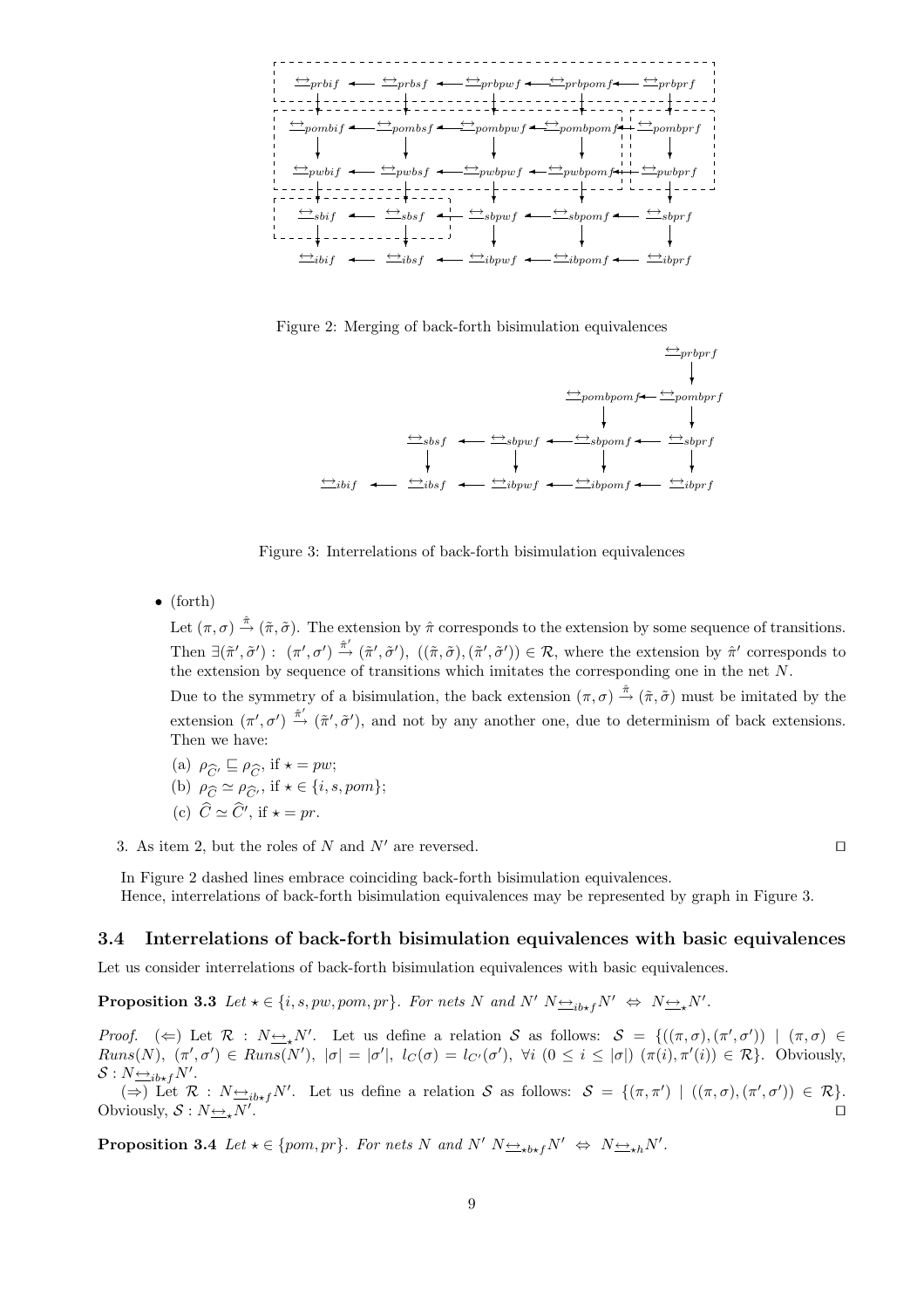Figure 2: Merging of back-forth bisimulation equivalences

Figure 3: Interrelations of back-forth bisimulation equivalences

- (forth)

  Let $(\pi,\sigma) \xrightarrow{\hat{\pi}} (\tilde{\pi},\tilde{\sigma})$. The extension by $\hat{\pi}$ corresponds to the extension by some sequence of transitions. Then $\exists (\tilde{\pi}',\tilde{\sigma}') :\ (\pi',\sigma') \xrightarrow{\hat{\pi}'} (\tilde{\pi}',\tilde{\sigma}'),\ ((\tilde{\pi},\tilde{\sigma}),(\tilde{\pi}',\tilde{\sigma}')) \in \mathcal{R}$, where the extension by $\hat{\pi}'$ corresponds to the extension by sequence of transitions which imitates the corresponding one in the net $N$.

  Due to the symmetry of a bisimulation, the back extension $(\pi,\sigma) \xrightarrow{\hat{\pi}} (\tilde{\pi},\tilde{\sigma})$ must be imitated by the extension $(\pi',\sigma') \xrightarrow{\hat{\pi}'} (\tilde{\pi}',\tilde{\sigma}')$, and not by any another one, due to determinism of back extensions. Then we have:

  (a) $\rho_{\widehat{C}'} \sqsubseteq \rho_{\widehat{C}}$, if $\star = pw$;
  (b) $\rho_{\widehat{C}} \simeq \rho_{\widehat{C}'}$, if $\star \in \{i, s, pom\}$;
  (c) $\widehat{C} \simeq \widehat{C}'$, if $\star = pr$.

3. As item 2, but the roles of $N$ and $N'$ are reversed. ⊓⊔

In Figure 2 dashed lines embrace coinciding back-forth bisimulation equivalences.
Hence, interrelations of back-forth bisimulation equivalences may be represented by graph in Figure 3.

### 3.4 Interrelations of back-forth bisimulation equivalences with basic equivalences

Let us consider interrelations of back-forth bisimulation equivalences with basic equivalences.

**Proposition 3.3** *Let $\star \in \{i, s, pw, pom, pr\}$. For nets $N$ and $N'$ $N \underline{\leftrightarrow}_{ib\star f} N' \Leftrightarrow N \underline{\leftrightarrow}_{\star} N'$.*

*Proof.* ($\Leftarrow$) Let $\mathcal{R} : N \underline{\leftrightarrow}_{\star} N'$. Let us define a relation $\mathcal{S}$ as follows: $\mathcal{S} = \{((\pi,\sigma),(\pi',\sigma')) \mid (\pi,\sigma) \in Runs(N),\ (\pi',\sigma') \in Runs(N'),\ |\sigma| = |\sigma'|,\ l_C(\sigma) = l_{C'}(\sigma'),\ \forall i\ (0 \leq i \leq |\sigma|)\ (\pi(i),\pi'(i)) \in \mathcal{R}\}$. Obviously, $\mathcal{S} : N \underline{\leftrightarrow}_{ib\star f} N'$.

($\Rightarrow$) Let $\mathcal{R} : N \underline{\leftrightarrow}_{ib\star f} N'$. Let us define a relation $\mathcal{S}$ as follows: $\mathcal{S} = \{(\pi,\pi') \mid ((\pi,\sigma),(\pi',\sigma')) \in \mathcal{R}\}$. Obviously, $\mathcal{S} : N \underline{\leftrightarrow}_{\star} N'$. ⊓⊔

**Proposition 3.4** *Let $\star \in \{pom, pr\}$. For nets $N$ and $N'$ $N \underline{\leftrightarrow}_{\star b\star f} N' \Leftrightarrow N \underline{\leftrightarrow}_{\star h} N'$.*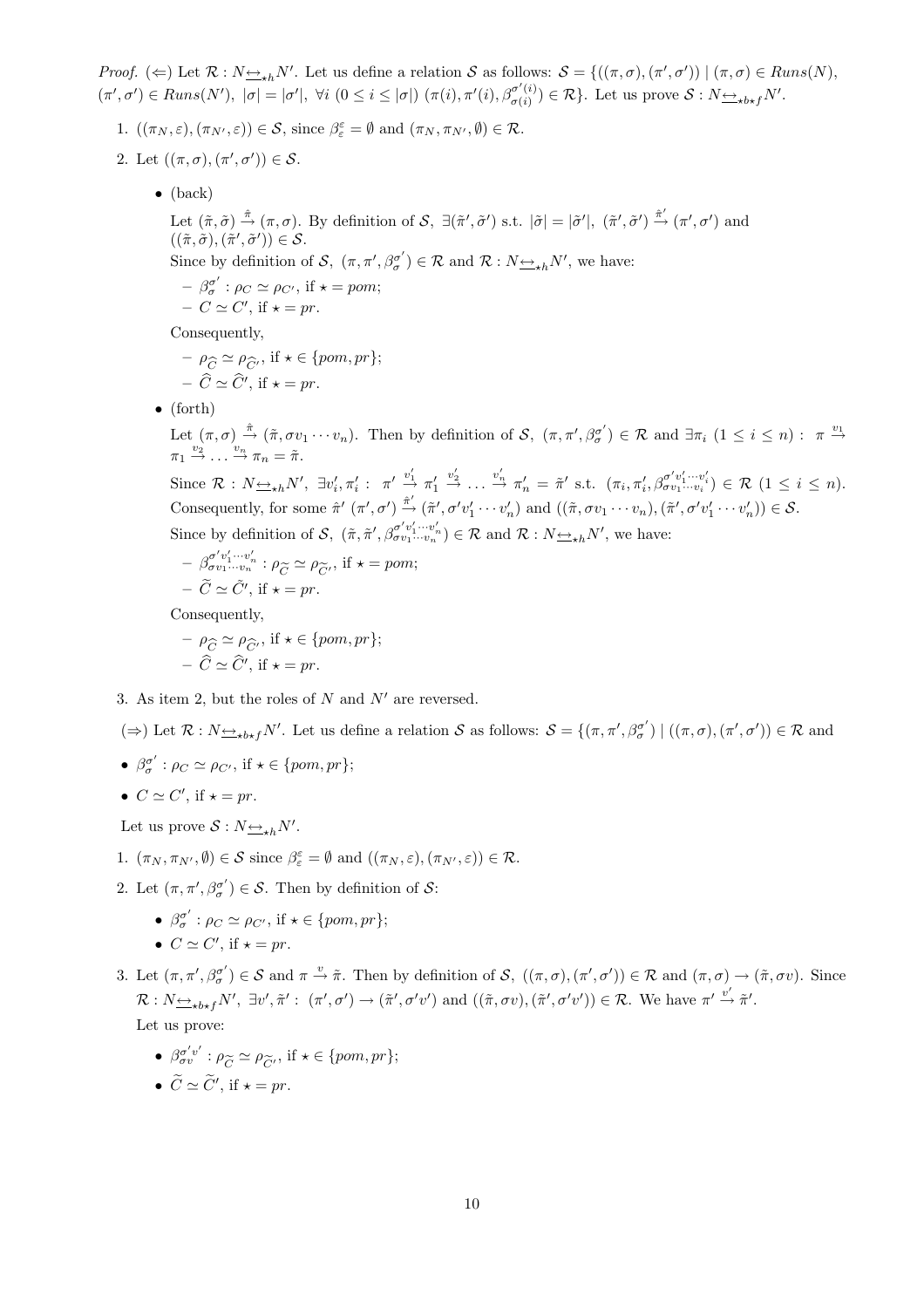*Proof.* ($\Leftarrow$) Let $\mathcal{R} : N \underline{\leftrightarrow}_{\star h} N'$. Let us define a relation $\mathcal{S}$ as follows: $\mathcal{S} = \{((\pi, \sigma), (\pi', \sigma')) \mid (\pi, \sigma) \in Runs(N)$, $(\pi', \sigma') \in Runs(N')$, $|\sigma| = |\sigma'|$, $\forall i \ (0 \leq i \leq |\sigma|) \ (\pi(i), \pi'(i), \beta_{\sigma(i)}^{\sigma'(i)}) \in \mathcal{R}\}$. Let us prove $\mathcal{S} : N \underline{\leftrightarrow}_{\star b \star f} N'$.

1. $((\pi_N, \varepsilon), (\pi_{N'}, \varepsilon)) \in \mathcal{S}$, since $\beta_\varepsilon^\varepsilon = \emptyset$ and $(\pi_N, \pi_{N'}, \emptyset) \in \mathcal{R}$.
2. Let $((\pi, \sigma), (\pi', \sigma')) \in \mathcal{S}$.
   - (back)

     Let $(\tilde{\pi}, \tilde{\sigma}) \xrightarrow{\hat{\pi}} (\pi, \sigma)$. By definition of $\mathcal{S}$, $\exists (\tilde{\pi}', \tilde{\sigma}')$ s.t. $|\tilde{\sigma}| = |\tilde{\sigma}'|$, $(\tilde{\pi}', \tilde{\sigma}') \xrightarrow{\hat{\pi}'} (\pi', \sigma')$ and $((\tilde{\pi}, \tilde{\sigma}), (\tilde{\pi}', \tilde{\sigma}')) \in \mathcal{S}$.

     Since by definition of $\mathcal{S}$, $(\pi, \pi', \beta_\sigma^{\sigma'}) \in \mathcal{R}$ and $\mathcal{R} : N \underline{\leftrightarrow}_{\star h} N'$, we have:
     - $\beta_\sigma^{\sigma'} : \rho_C \simeq \rho_{C'}$, if $\star = pom$;
     - $C \simeq C'$, if $\star = pr$.

     Consequently,
     - $\rho_{\widehat{C}} \simeq \rho_{\widehat{C}'}$, if $\star \in \{pom, pr\}$;
     - $\widehat{C} \simeq \widehat{C}'$, if $\star = pr$.
   - (forth)

     Let $(\pi, \sigma) \xrightarrow{\hat{\pi}} (\tilde{\pi}, \sigma v_1 \cdots v_n)$. Then by definition of $\mathcal{S}$, $(\pi, \pi', \beta_\sigma^{\sigma'}) \in \mathcal{R}$ and $\exists \pi_i \ (1 \leq i \leq n) : \ \pi \xrightarrow{v_1} \pi_1 \xrightarrow{v_2} \ldots \xrightarrow{v_n} \pi_n = \tilde{\pi}$.

     Since $\mathcal{R} : N \underline{\leftrightarrow}_{\star h} N'$, $\exists v_i', \pi_i' : \ \pi' \xrightarrow{v_1'} \pi_1' \xrightarrow{v_2'} \ldots \xrightarrow{v_n'} \pi_n' = \tilde{\pi}'$ s.t. $(\pi_i, \pi_i', \beta_{\sigma v_1 \cdots v_i}^{\sigma' v_1' \cdots v_i'}) \in \mathcal{R} \ (1 \leq i \leq n)$. Consequently, for some $\hat{\pi}'$ $(\pi', \sigma') \xrightarrow{\hat{\pi}'} (\tilde{\pi}', \sigma' v_1' \cdots v_n')$ and $((\tilde{\pi}, \sigma v_1 \cdots v_n), (\tilde{\pi}', \sigma' v_1' \cdots v_n')) \in \mathcal{S}$.

     Since by definition of $\mathcal{S}$, $(\tilde{\pi}, \tilde{\pi}', \beta_{\sigma v_1 \cdots v_n}^{\sigma' v_1' \cdots v_n'}) \in \mathcal{R}$ and $\mathcal{R} : N \underline{\leftrightarrow}_{\star h} N'$, we have:
     - $\beta_{\sigma v_1 \cdots v_n}^{\sigma' v_1' \cdots v_n'} : \rho_{\widetilde{C}} \simeq \rho_{\widetilde{C}'}$, if $\star = pom$;
     - $\widetilde{C} \simeq \tilde{C}'$, if $\star = pr$.

     Consequently,
     - $\rho_{\widehat{C}} \simeq \rho_{\widehat{C}'}$, if $\star \in \{pom, pr\}$;
     - $\widehat{C} \simeq \widehat{C}'$, if $\star = pr$.
3. As item 2, but the roles of $N$ and $N'$ are reversed.

($\Rightarrow$) Let $\mathcal{R} : N \underline{\leftrightarrow}_{\star b \star f} N'$. Let us define a relation $\mathcal{S}$ as follows: $\mathcal{S} = \{(\pi, \pi', \beta_\sigma^{\sigma'}) \mid ((\pi, \sigma), (\pi', \sigma')) \in \mathcal{R}$ and

- $\beta_\sigma^{\sigma'} : \rho_C \simeq \rho_{C'}$, if $\star \in \{pom, pr\}$;
- $C \simeq C'$, if $\star = pr$.

Let us prove $\mathcal{S} : N \underline{\leftrightarrow}_{\star h} N'$.

1. $(\pi_N, \pi_{N'}, \emptyset) \in \mathcal{S}$ since $\beta_\varepsilon^\varepsilon = \emptyset$ and $((\pi_N, \varepsilon), (\pi_{N'}, \varepsilon)) \in \mathcal{R}$.
2. Let $(\pi, \pi', \beta_\sigma^{\sigma'}) \in \mathcal{S}$. Then by definition of $\mathcal{S}$:
   - $\beta_\sigma^{\sigma'} : \rho_C \simeq \rho_{C'}$, if $\star \in \{pom, pr\}$;
   - $C \simeq C'$, if $\star = pr$.
3. Let $(\pi, \pi', \beta_\sigma^{\sigma'}) \in \mathcal{S}$ and $\pi \xrightarrow{v} \tilde{\pi}$. Then by definition of $\mathcal{S}$, $((\pi, \sigma), (\pi', \sigma')) \in \mathcal{R}$ and $(\pi, \sigma) \rightarrow (\tilde{\pi}, \sigma v)$. Since $\mathcal{R} : N \underline{\leftrightarrow}_{\star b \star f} N'$, $\exists v', \tilde{\pi}' : \ (\pi', \sigma') \rightarrow (\tilde{\pi}', \sigma' v')$ and $((\tilde{\pi}, \sigma v), (\tilde{\pi}', \sigma' v')) \in \mathcal{R}$. We have $\pi' \xrightarrow{v'} \tilde{\pi}'$.

   Let us prove:
   - $\beta_{\sigma v}^{\sigma' v'} : \rho_{\widetilde{C}} \simeq \rho_{\widetilde{C}'}$, if $\star \in \{pom, pr\}$;
   - $\widetilde{C} \simeq \widetilde{C}'$, if $\star = pr$.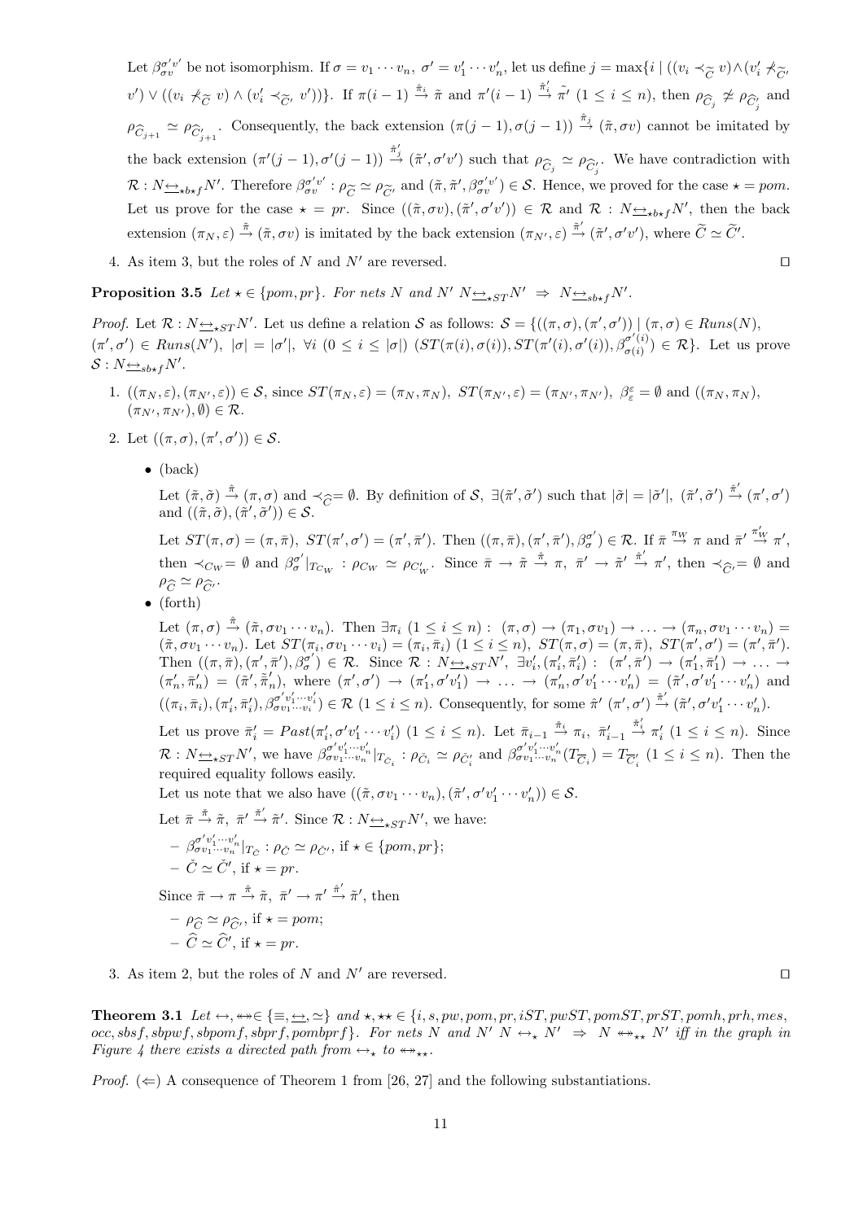Let $\beta_{\sigma v}^{\sigma' v'}$ be not isomorphism. If $\sigma = v_1 \cdots v_n$, $\sigma' = v'_1 \cdots v'_n$, let us define $j = \max\{i \mid ((v_i \prec_{\widetilde{C}} v) \wedge (v'_i \not\prec_{\widetilde{C}'} v') \vee ((v_i \not\prec_{\widetilde{C}} v) \wedge (v'_i \prec_{\widetilde{C}'} v'))\}$. If $\pi(i-1) \xrightarrow{\hat{\pi}_i} \tilde{\pi}$ and $\pi'(i-1) \xrightarrow{\hat{\pi}'_i} \tilde{\pi}'$ $(1 \le i \le n)$, then $\rho_{\widehat{C}_j} \not\simeq \rho_{\widehat{C}'_j}$ and $\rho_{\widehat{C}_{j+1}} \simeq \rho_{\widehat{C}'_{j+1}}$. Consequently, the back extension $(\pi(j-1), \sigma(j-1)) \xrightarrow{\hat{\pi}_j} (\tilde{\pi}, \sigma v)$ cannot be imitated by the back extension $(\pi'(j-1), \sigma'(j-1)) \xrightarrow{\hat{\pi}'_j} (\tilde{\pi}', \sigma' v')$ such that $\rho_{\widehat{C}_j} \simeq \rho_{\widehat{C}'_j}$. We have contradiction with $\mathcal{R} : N \underline{\leftrightarrow}_{\star b \star f} N'$. Therefore $\beta_{\sigma v}^{\sigma' v'} : \rho_{\widetilde{C}} \simeq \rho_{\widetilde{C}'}$ and $(\tilde{\pi}, \tilde{\pi}', \beta_{\sigma v}^{\sigma' v'}) \in \mathcal{S}$. Hence, we proved for the case $\star = pom$. Let us prove for the case $\star = pr$. Since $((\tilde{\pi}, \sigma v), (\tilde{\pi}', \sigma' v')) \in \mathcal{R}$ and $\mathcal{R} : N \underline{\leftrightarrow}_{\star b \star f} N'$, then the back extension $(\pi_N, \varepsilon) \xrightarrow{\hat{\pi}} (\tilde{\pi}, \sigma v)$ is imitated by the back extension $(\pi_{N'}, \varepsilon) \xrightarrow{\hat{\pi}'} (\tilde{\pi}', \sigma' v')$, where $\widetilde{C} \simeq \widetilde{C}'$.

4. As item 3, but the roles of $N$ and $N'$ are reversed. ⊓⊔

**Proposition 3.5** *Let $\star \in \{pom, pr\}$. For nets $N$ and $N'$ $N \underline{\leftrightarrow}_{\star ST} N' \;\Rightarrow\; N \underline{\leftrightarrow}_{sb \star f} N'$.*

*Proof.* Let $\mathcal{R} : N \underline{\leftrightarrow}_{\star ST} N'$. Let us define a relation $\mathcal{S}$ as follows: $\mathcal{S} = \{((\pi, \sigma), (\pi', \sigma')) \mid (\pi, \sigma) \in Runs(N)$, $(\pi', \sigma') \in Runs(N')$, $|\sigma| = |\sigma'|$, $\forall i\ (0 \le i \le |\sigma|)\ (ST(\pi(i), \sigma(i)), ST(\pi'(i), \sigma'(i)), \beta_{\sigma(i)}^{\sigma'(i)}) \in \mathcal{R}\}$. Let us prove $\mathcal{S} : N \underline{\leftrightarrow}_{sb \star f} N'$.

1. $((\pi_N, \varepsilon), (\pi_{N'}, \varepsilon)) \in \mathcal{S}$, since $ST(\pi_N, \varepsilon) = (\pi_N, \pi_N)$, $ST(\pi_{N'}, \varepsilon) = (\pi_{N'}, \pi_{N'})$, $\beta_\varepsilon^\varepsilon = \emptyset$ and $((\pi_N, \pi_N), (\pi_{N'}, \pi_{N'}), \emptyset) \in \mathcal{R}$.

2. Let $((\pi, \sigma), (\pi', \sigma')) \in \mathcal{S}$.

   - (back)

     Let $(\tilde{\pi}, \tilde{\sigma}) \xrightarrow{\hat{\pi}} (\pi, \sigma)$ and $\prec_{\widehat{C}} = \emptyset$. By definition of $\mathcal{S}$, $\exists (\tilde{\pi}', \tilde{\sigma}')$ such that $|\tilde{\sigma}| = |\tilde{\sigma}'|$, $(\tilde{\pi}', \tilde{\sigma}') \xrightarrow{\hat{\pi}'} (\pi', \sigma')$ and $((\tilde{\pi}, \tilde{\sigma}), (\tilde{\pi}', \tilde{\sigma}')) \in \mathcal{S}$.

     Let $ST(\pi, \sigma) = (\pi, \bar{\pi})$, $ST(\pi', \sigma') = (\pi', \bar{\pi}')$. Then $((\pi, \bar{\pi}), (\pi', \bar{\pi}'), \beta_\sigma^{\sigma'}) \in \mathcal{R}$. If $\bar{\pi} \xrightarrow{\pi_W} \pi$ and $\bar{\pi}' \xrightarrow{\pi'_W} \pi'$, then $\prec_{C_W} = \emptyset$ and $\beta_\sigma^{\sigma'}|_{T_{C_W}} : \rho_{C_W} \simeq \rho_{C'_W}$. Since $\bar{\pi} \to \tilde{\pi} \xrightarrow{\hat{\pi}} \pi$, $\bar{\pi}' \to \tilde{\pi}' \xrightarrow{\hat{\pi}'} \pi'$, then $\prec_{\widehat{C}'} = \emptyset$ and $\rho_{\widehat{C}} \simeq \rho_{\widehat{C}'}$.

   - (forth)

     Let $(\pi, \sigma) \xrightarrow{\hat{\pi}} (\tilde{\pi}, \sigma v_1 \cdots v_n)$. Then $\exists \pi_i\ (1 \le i \le n) :\ (\pi, \sigma) \to (\pi_1, \sigma v_1) \to \ldots \to (\pi_n, \sigma v_1 \cdots v_n) = (\tilde{\pi}, \sigma v_1 \cdots v_n)$. Let $ST(\pi_i, \sigma v_1 \cdots v_i) = (\pi_i, \bar{\pi}_i)$ $(1 \le i \le n)$, $ST(\pi, \sigma) = (\pi, \bar{\pi})$, $ST(\pi', \sigma') = (\pi', \bar{\pi}')$. Then $((\pi, \bar{\pi}), (\pi', \bar{\pi}'), \beta_\sigma^{\sigma'}) \in \mathcal{R}$. Since $\mathcal{R} : N \underline{\leftrightarrow}_{\star ST} N'$, $\exists v'_i, (\pi'_i, \bar{\pi}'_i) :\ (\pi', \bar{\pi}') \to (\pi'_1, \bar{\pi}'_1) \to \ldots \to (\pi'_n, \bar{\pi}'_n) = (\tilde{\pi}', \tilde{\bar{\pi}}'_n)$, where $(\pi', \sigma') \to (\pi'_1, \sigma' v'_1) \to \ldots \to (\pi'_n, \sigma' v'_1 \cdots v'_n) = (\tilde{\pi}', \sigma' v'_1 \cdots v'_n)$ and $((\pi_i, \bar{\pi}_i), (\pi'_i, \bar{\pi}'_i), \beta_{\sigma v_1 \cdots v_i}^{\sigma' v'_1 \cdots v'_i}) \in \mathcal{R}$ $(1 \le i \le n)$. Consequently, for some $\hat{\pi}'$ $(\pi', \sigma') \xrightarrow{\hat{\pi}'} (\tilde{\pi}', \sigma' v'_1 \cdots v'_n)$.

     Let us prove $\bar{\pi}'_i = Past(\pi'_i, \sigma' v'_1 \cdots v'_i)$ $(1 \le i \le n)$. Let $\bar{\pi}_{i-1} \xrightarrow{\hat{\pi}_i} \pi_i$, $\bar{\pi}'_{i-1} \xrightarrow{\hat{\pi}'_i} \pi'_i$ $(1 \le i \le n)$. Since $\mathcal{R} : N \underline{\leftrightarrow}_{\star ST} N'$, we have $\beta_{\sigma v_1 \cdots v_n}^{\sigma' v'_1 \cdots v'_n}|_{T_{\hat{C}_i}} : \rho_{\hat{C}_i} \simeq \rho_{\hat{C}'_i}$ and $\beta_{\sigma v_1 \cdots v_n}^{\sigma' v'_1 \cdots v'_n}(T_{\overline{C}_i}) = T_{\overline{C}'_i}$ $(1 \le i \le n)$. Then the required equality follows easily.

     Let us note that we also have $((\tilde{\pi}, \sigma v_1 \cdots v_n), (\tilde{\pi}', \sigma' v'_1 \cdots v'_n)) \in \mathcal{S}$.

     Let $\bar{\pi} \xrightarrow{\check{\pi}} \tilde{\pi}$, $\bar{\pi}' \xrightarrow{\check{\pi}'} \tilde{\pi}'$. Since $\mathcal{R} : N \underline{\leftrightarrow}_{\star ST} N'$, we have:

     - $\beta_{\sigma v_1 \cdots v_n}^{\sigma' v'_1 \cdots v'_n}|_{T_{\check{C}}} : \rho_{\check{C}} \simeq \rho_{\check{C}'}$, if $\star \in \{pom, pr\}$;
     - $\check{C} \simeq \check{C}'$, if $\star = pr$.

     Since $\bar{\pi} \to \pi \xrightarrow{\hat{\pi}} \tilde{\pi}$, $\bar{\pi}' \to \pi' \xrightarrow{\hat{\pi}'} \tilde{\pi}'$, then

     - $\rho_{\widehat{C}} \simeq \rho_{\widehat{C}'}$, if $\star = pom$;
     - $\widehat{C} \simeq \widehat{C}'$, if $\star = pr$.

3. As item 2, but the roles of $N$ and $N'$ are reversed. ⊓⊔

**Theorem 3.1** *Let $\leftrightarrow, \twoheadleftarrow\!\!\twoheadrightarrow \in \{\equiv, \underline{\leftrightarrow}, \simeq\}$ and $\star, \star\star \in \{i, s, pw, pom, pr, iST, pwST, pomST, prST, pomh, prh, mes, occ, sbsf, sbpwf, sbpomf, sbprf, pombprf\}$. For nets $N$ and $N'$ $N \leftrightarrow_\star N' \;\Rightarrow\; N \twoheadleftarrow\!\!\twoheadrightarrow_{\star\star} N'$ iff in the graph in Figure 4 there exists a directed path from $\leftrightarrow_\star$ to $\twoheadleftarrow\!\!\twoheadrightarrow_{\star\star}$.*

*Proof.* $(\Leftarrow)$ A consequence of Theorem 1 from [26, 27] and the following substantiations.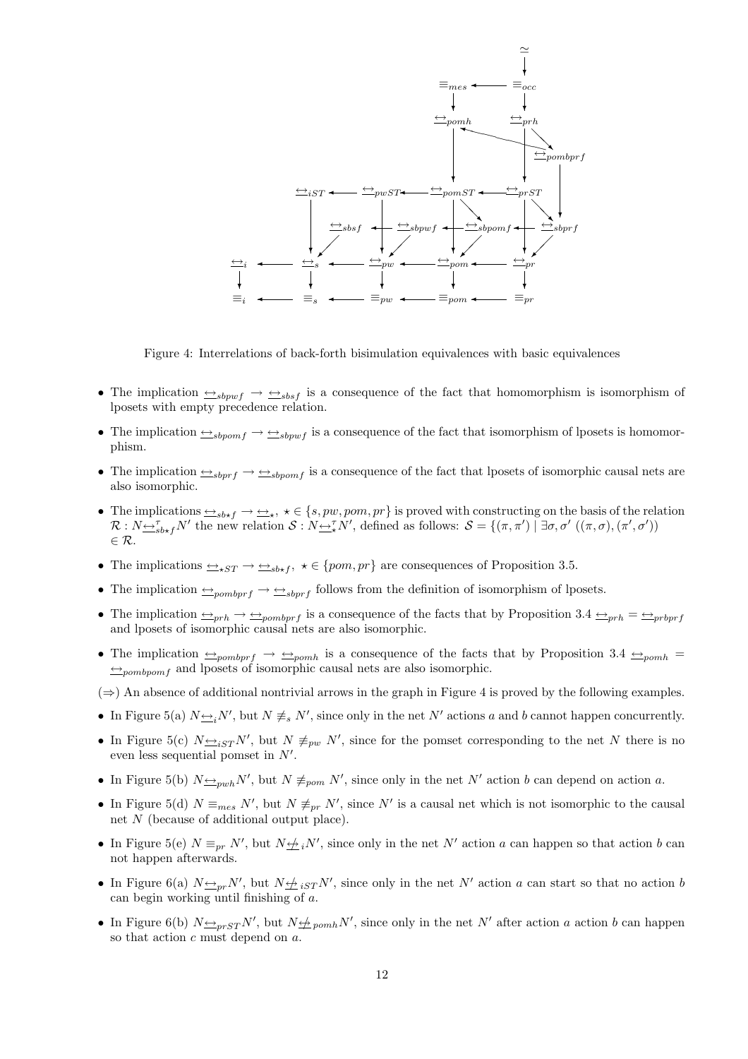Figure 4: Interrelations of back-forth bisimulation equivalences with basic equivalences

- The implication $\underline{\leftrightarrow}_{sbpwf} \to \underline{\leftrightarrow}_{sbsf}$ is a consequence of the fact that homomorphism is isomorphism of lposets with empty precedence relation.
- The implication $\underline{\leftrightarrow}_{sbpomf} \to \underline{\leftrightarrow}_{sbpwf}$ is a consequence of the fact that isomorphism of lposets is homomorphism.
- The implication $\underline{\leftrightarrow}_{sbprf} \to \underline{\leftrightarrow}_{sbpomf}$ is a consequence of the fact that lposets of isomorphic causal nets are also isomorphic.
- The implications $\underline{\leftrightarrow}_{sb\star f} \to \underline{\leftrightarrow}_{\star}$, $\star \in \{s, pw, pom, pr\}$ is proved with constructing on the basis of the relation $\mathcal{R} : N\underline{\leftrightarrow}^{\tau}_{sb\star f}N'$ the new relation $\mathcal{S} : N\underline{\leftrightarrow}^{\tau}_{\star}N'$, defined as follows: $\mathcal{S} = \{(\pi, \pi') \mid \exists \sigma, \sigma' \ ((\pi, \sigma), (\pi', \sigma')) \in \mathcal{R}\}$.
- The implications $\underline{\leftrightarrow}_{\star ST} \to \underline{\leftrightarrow}_{sb\star f}$, $\star \in \{pom, pr\}$ are consequences of Proposition 3.5.
- The implication $\underline{\leftrightarrow}_{pombprf} \to \underline{\leftrightarrow}_{sbprf}$ follows from the definition of isomorphism of lposets.
- The implication $\underline{\leftrightarrow}_{prh} \to \underline{\leftrightarrow}_{pombprf}$ is a consequence of the facts that by Proposition 3.4 $\underline{\leftrightarrow}_{prh} = \underline{\leftrightarrow}_{prbprf}$ and lposets of isomorphic causal nets are also isomorphic.
- The implication $\underline{\leftrightarrow}_{pombprf} \to \underline{\leftrightarrow}_{pomh}$ is a consequence of the facts that by Proposition 3.4 $\underline{\leftrightarrow}_{pomh} = \underline{\leftrightarrow}_{pombpomf}$ and lposets of isomorphic causal nets are also isomorphic.

($\Rightarrow$) An absence of additional nontrivial arrows in the graph in Figure 4 is proved by the following examples.

- In Figure 5(a) $N\underline{\leftrightarrow}_i N'$, but $N \not\equiv_s N'$, since only in the net $N'$ actions $a$ and $b$ cannot happen concurrently.
- In Figure 5(c) $N\underline{\leftrightarrow}_{iST}N'$, but $N \not\equiv_{pw} N'$, since for the pomset corresponding to the net $N$ there is no even less sequential pomset in $N'$.
- In Figure 5(b) $N\underline{\leftrightarrow}_{pwh}N'$, but $N \not\equiv_{pom} N'$, since only in the net $N'$ action $b$ can depend on action $a$.
- In Figure 5(d) $N \equiv_{mes} N'$, but $N \not\equiv_{pr} N'$, since $N'$ is a causal net which is not isomorphic to the causal net $N$ (because of additional output place).
- In Figure 5(e) $N \equiv_{pr} N'$, but $N\underline{\not\leftrightarrow}_i N'$, since only in the net $N'$ action $a$ can happen so that action $b$ can not happen afterwards.
- In Figure 6(a) $N\underline{\leftrightarrow}_{pr}N'$, but $N\underline{\not\leftrightarrow}_{iST}N'$, since only in the net $N'$ action $a$ can start so that no action $b$ can begin working until finishing of $a$.
- In Figure 6(b) $N\underline{\leftrightarrow}_{prST}N'$, but $N\underline{\not\leftrightarrow}_{pomh}N'$, since only in the net $N'$ after action $a$ action $b$ can happen so that action $c$ must depend on $a$.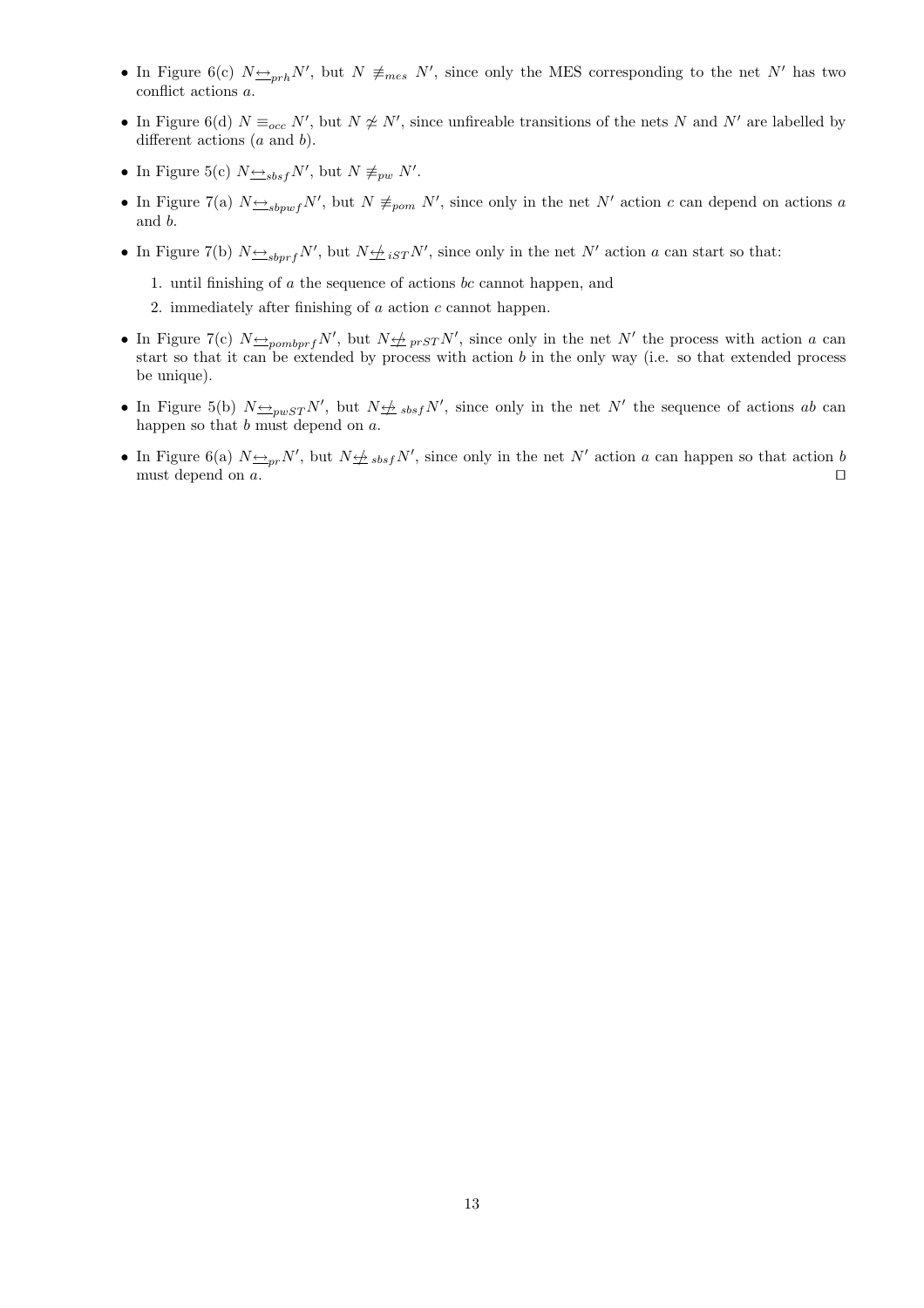- In Figure 6(c) $N \underline{\leftrightarrow}_{prh} N'$, but $N \not\equiv_{mes} N'$, since only the MES corresponding to the net $N'$ has two conflict actions $a$.
- In Figure 6(d) $N \equiv_{occ} N'$, but $N \not\simeq N'$, since unfireable transitions of the nets $N$ and $N'$ are labelled by different actions ($a$ and $b$).
- In Figure 5(c) $N \underline{\leftrightarrow}_{sbsf} N'$, but $N \not\equiv_{pw} N'$.
- In Figure 7(a) $N \underline{\leftrightarrow}_{sbpwf} N'$, but $N \not\equiv_{pom} N'$, since only in the net $N'$ action $c$ can depend on actions $a$ and $b$.
- In Figure 7(b) $N \underline{\leftrightarrow}_{sbprf} N'$, but $N \underline{\not\leftrightarrow}_{iST} N'$, since only in the net $N'$ action $a$ can start so that:
  1. until finishing of $a$ the sequence of actions $bc$ cannot happen, and
  2. immediately after finishing of $a$ action $c$ cannot happen.
- In Figure 7(c) $N \underline{\leftrightarrow}_{pombprf} N'$, but $N \underline{\not\leftrightarrow}_{prST} N'$, since only in the net $N'$ the process with action $a$ can start so that it can be extended by process with action $b$ in the only way (i.e. so that extended process be unique).
- In Figure 5(b) $N \underline{\leftrightarrow}_{pwST} N'$, but $N \underline{\not\leftrightarrow}_{sbsf} N'$, since only in the net $N'$ the sequence of actions $ab$ can happen so that $b$ must depend on $a$.
- In Figure 6(a) $N \underline{\leftrightarrow}_{pr} N'$, but $N \underline{\not\leftrightarrow}_{sbsf} N'$, since only in the net $N'$ action $a$ can happen so that action $b$ must depend on $a$. ⊓⊔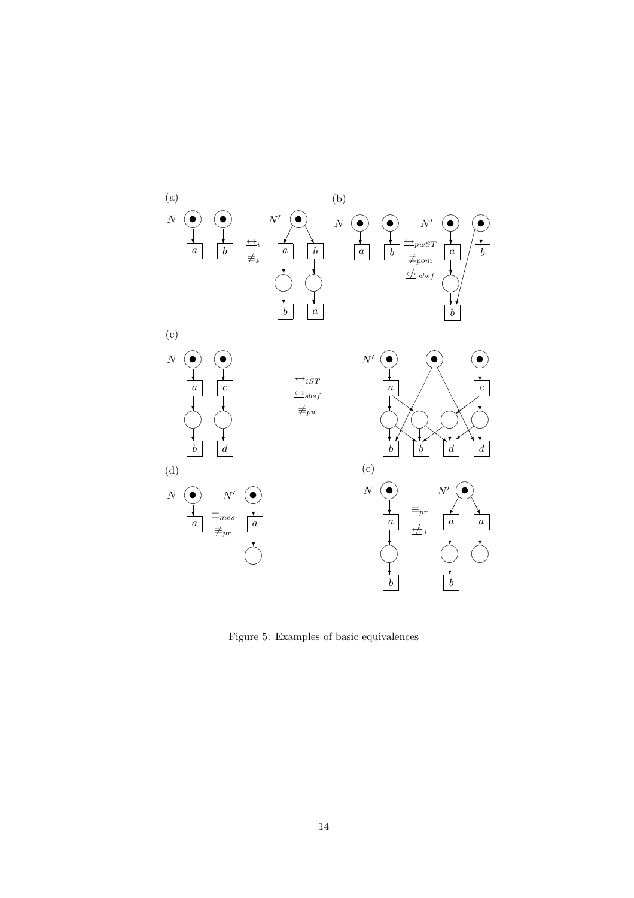Figure 5: Examples of basic equivalences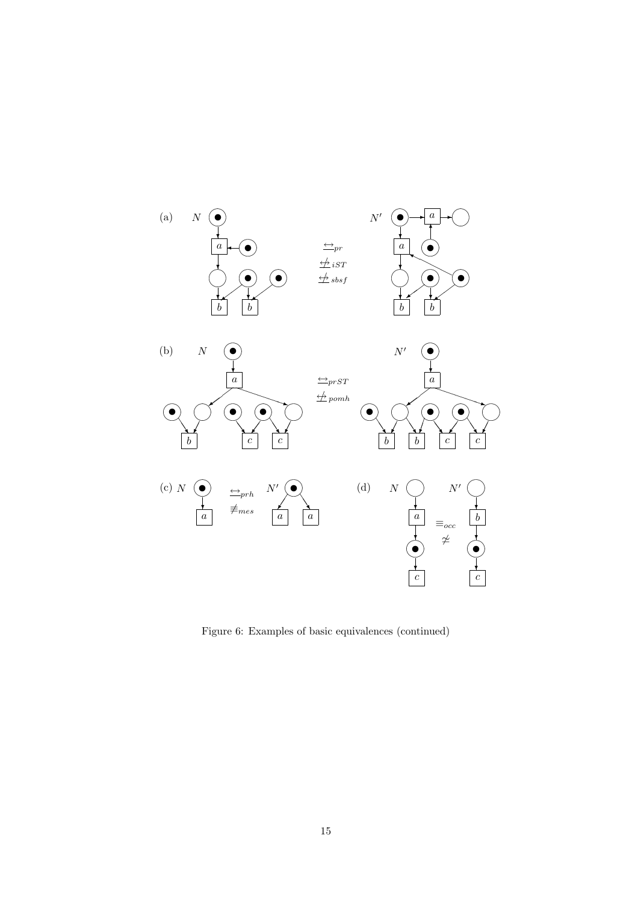(a) $N$ $N'$

$\underline{\leftrightarrow}_{pr}$
$\underline{\not\leftrightarrow}_{iST}$
$\underline{\not\leftrightarrow}_{sbsf}$

(b) $N$ $N'$

$\underline{\leftrightarrow}_{prST}$
$\underline{\not\leftrightarrow}_{pomh}$

(c) $N$ $\underline{\leftrightarrow}_{prh}$ $\not\equiv_{mes}$ $N'$

(d) $N$ $N'$ $\equiv_{occ}$ $\not\simeq$

Figure 6: Examples of basic equivalences (continued)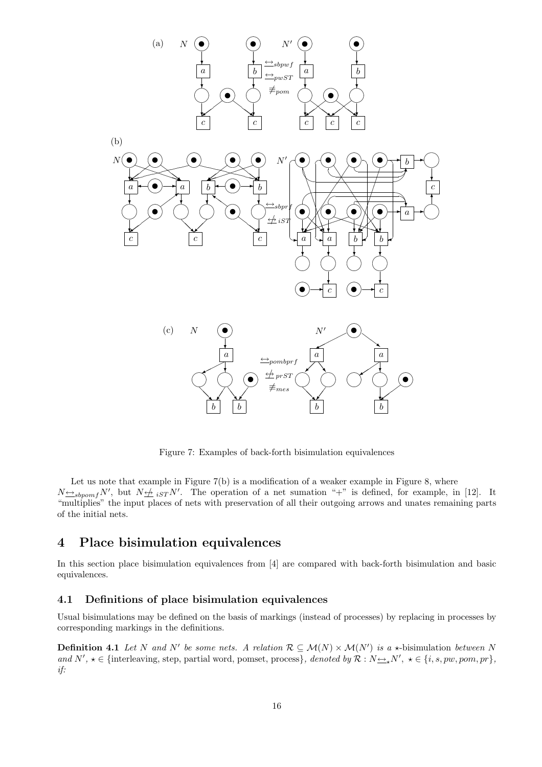Figure 7: Examples of back-forth bisimulation equivalences

Let us note that example in Figure 7(b) is a modification of a weaker example in Figure 8, where $N \underline{\leftrightarrow}_{sbpomf} N'$, but $N \underline{\not\leftrightarrow}_{iST} N'$. The operation of a net sumation "+" is defined, for example, in [12]. It "multiplies" the input places of nets with preservation of all their outgoing arrows and unates remaining parts of the initial nets.

# 4 Place bisimulation equivalences

In this section place bisimulation equivalences from [4] are compared with back-forth bisimulation and basic equivalences.

## 4.1 Definitions of place bisimulation equivalences

Usual bisimulations may be defined on the basis of markings (instead of processes) by replacing in processes by corresponding markings in the definitions.

**Definition 4.1** *Let $N$ and $N'$ be some nets. A relation $\mathcal{R} \subseteq \mathcal{M}(N) \times \mathcal{M}(N')$ is a $\star$-bisimulation between $N$ and $N'$, $\star \in$ {interleaving, step, partial word, pomset, process}, denoted by $\mathcal{R} : N \underline{\leftrightarrow}_\star N'$, $\star \in \{i, s, pw, pom, pr\}$, if:*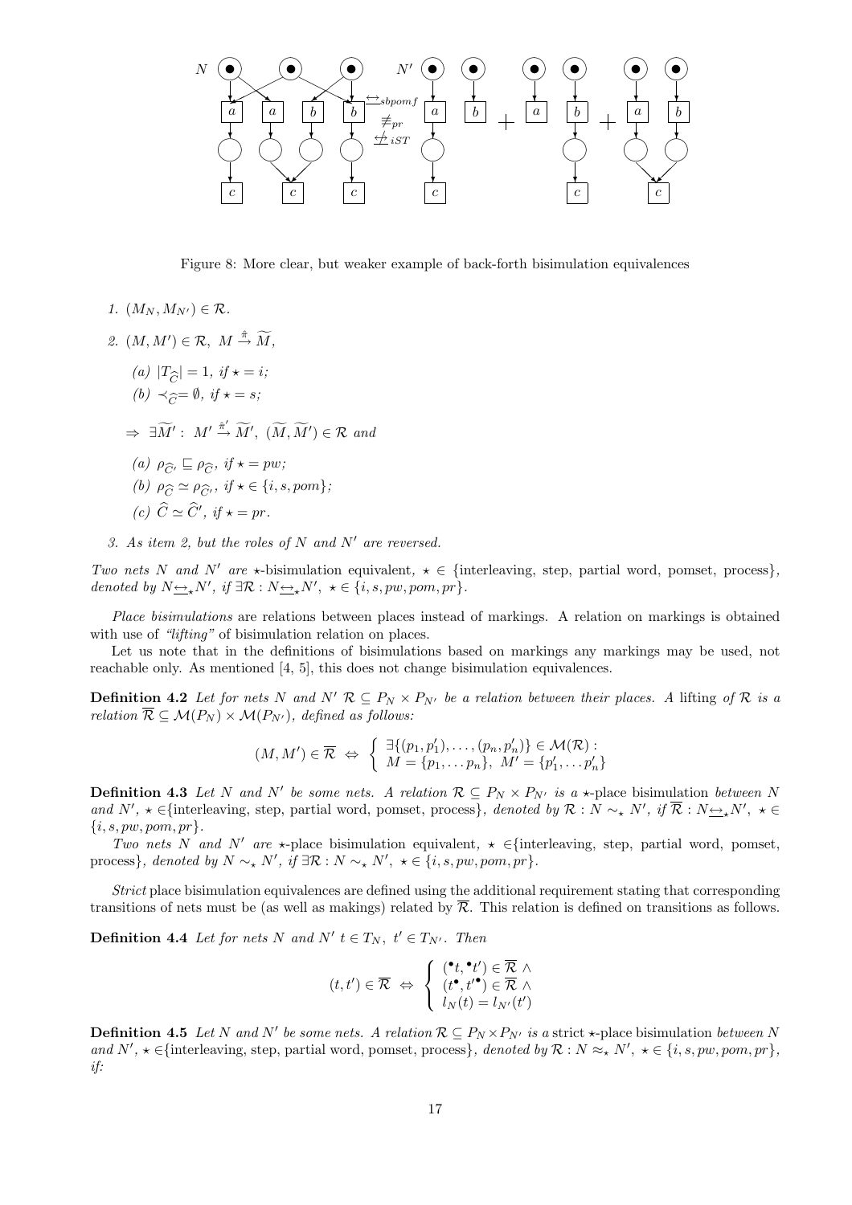Figure 8: More clear, but weaker example of back-forth bisimulation equivalences

1. $(M_N, M_{N'}) \in \mathcal{R}$.
2. $(M, M') \in \mathcal{R}$, $M \xrightarrow{\hat{\pi}} \widetilde{M}$,

   (a) $|T_{\widehat{C}}| = 1$, *if* $\star = i$;

   (b) $\prec_{\widehat{C}} = \emptyset$, *if* $\star = s$;

   $\Rightarrow \exists \widetilde{M}' : M' \xrightarrow{\hat{\pi}'} \widetilde{M}'$, $(\widetilde{M}, \widetilde{M}') \in \mathcal{R}$ *and*

   (a) $\rho_{\widehat{C}'} \sqsubseteq \rho_{\widehat{C}}$, *if* $\star = pw$;

   (b) $\rho_{\widehat{C}} \simeq \rho_{\widehat{C}'}$, *if* $\star \in \{i, s, pom\}$;

   (c) $\widehat{C} \simeq \widehat{C}'$, *if* $\star = pr$.
3. *As item 2, but the roles of $N$ and $N'$ are reversed.*

*Two nets $N$ and $N'$ are $\star$-*bisimulation equivalent*, $\star \in$* {interleaving, step, partial word, pomset, process}*, denoted by $N \underline{\leftrightarrow}_\star N'$, if $\exists \mathcal{R} : N \underline{\leftrightarrow}_\star N'$, $\star \in \{i, s, pw, pom, pr\}$.*

*Place bisimulations* are relations between places instead of markings. A relation on markings is obtained with use of *"lifting"* of bisimulation relation on places.

Let us note that in the definitions of bisimulations based on markings any markings may be used, not reachable only. As mentioned [4, 5], this does not change bisimulation equivalences.

**Definition 4.2** *Let for nets $N$ and $N'$ $\mathcal{R} \subseteq P_N \times P_{N'}$ be a relation between their places. A* lifting *of $\mathcal{R}$ is a relation $\overline{\mathcal{R}} \subseteq \mathcal{M}(P_N) \times \mathcal{M}(P_{N'})$, defined as follows:*

$$(M, M') \in \overline{\mathcal{R}} \Leftrightarrow \begin{cases} \exists\{(p_1, p'_1), \dots, (p_n, p'_n)\} \in \mathcal{M}(\mathcal{R}) : \\ M = \{p_1, \dots p_n\},\ M' = \{p'_1, \dots p'_n\} \end{cases}$$

**Definition 4.3** *Let $N$ and $N'$ be some nets. A relation $\mathcal{R} \subseteq P_N \times P_{N'}$ is a $\star$-*place bisimulation* between $N$ and $N'$, $\star \in$*{interleaving, step, partial word, pomset, process}*, denoted by $\mathcal{R} : N \sim_\star N'$, if $\overline{\mathcal{R}} : N \underline{\leftrightarrow}_\star N'$, $\star \in \{i, s, pw, pom, pr\}$.*

*Two nets $N$ and $N'$ are $\star$-*place bisimulation equivalent*, $\star \in$*{interleaving, step, partial word, pomset, process}*, denoted by $N \sim_\star N'$, if $\exists \mathcal{R} : N \sim_\star N'$, $\star \in \{i, s, pw, pom, pr\}$.*

*Strict* place bisimulation equivalences are defined using the additional requirement stating that corresponding transitions of nets must be (as well as makings) related by $\overline{\mathcal{R}}$. This relation is defined on transitions as follows.

**Definition 4.4** *Let for nets $N$ and $N'$ $t \in T_N$, $t' \in T_{N'}$. Then*

$$(t, t') \in \overline{\mathcal{R}} \Leftrightarrow \begin{cases} ({}^\bullet t, {}^\bullet t') \in \overline{\mathcal{R}} \wedge \\ (t^\bullet, t'^\bullet) \in \overline{\mathcal{R}} \wedge \\ l_N(t) = l_{N'}(t') \end{cases}$$

**Definition 4.5** *Let $N$ and $N'$ be some nets. A relation $\mathcal{R} \subseteq P_N \times P_{N'}$ is a *strict $\star$-place bisimulation* between $N$ and $N'$, $\star \in$*{interleaving, step, partial word, pomset, process}*, denoted by $\mathcal{R} : N \approx_\star N'$, $\star \in \{i, s, pw, pom, pr\}$, if:*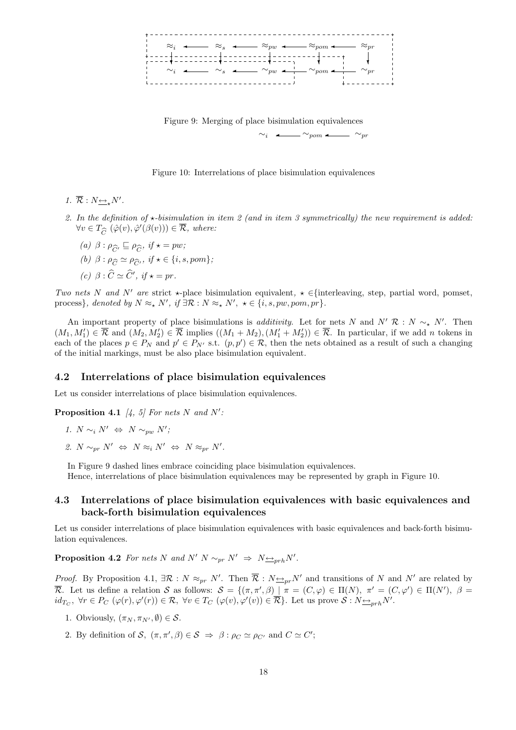$$
\begin{array}{ccccccccc}
\approx_i & \longleftarrow & \approx_s & \longleftarrow & \approx_{pw} & \longleftarrow & \approx_{pom} & \longleftarrow & \approx_{pr} \\
\downarrow & & \downarrow & & \downarrow & & \downarrow & & \downarrow \\
\sim_i & \longleftarrow & \sim_s & \longleftarrow & \sim_{pw} & \longleftarrow & \sim_{pom} & \longleftarrow & \sim_{pr}
\end{array}
$$

Figure 9: Merging of place bisimulation equivalences

$$\sim_i \longleftarrow \sim_{pom} \longleftarrow \sim_{pr}$$

Figure 10: Interrelations of place bisimulation equivalences

1. $\overline{\mathcal{R}} : N \underline{\leftrightarrow}_\star N'$.
2. In the definition of $\star$-bisimulation in item 2 (and in item 3 symmetrically) the new requirement is added: $\forall v \in T_{\widehat{C}}\ (\hat{\varphi}(v), \hat{\varphi}'(\beta(v))) \in \overline{\mathcal{R}}$, where:
   (a) $\beta : \rho_{\widehat{C}'} \sqsubseteq \rho_{\widehat{C}}$, if $\star = pw$;
   (b) $\beta : \rho_{\widehat{C}} \simeq \rho_{\widehat{C}'}$, if $\star \in \{i, s, pom\}$;
   (c) $\beta : \widehat{C} \simeq \widehat{C}'$, if $\star = pr$.

*Two nets $N$ and $N'$ are* strict $\star$-place bisimulation equivalent*, $\star \in$*{interleaving, step, partial word, pomset, process}*, denoted by $N \approx_\star N'$, if $\exists \mathcal{R} : N \approx_\star N'$, $\star \in \{i, s, pw, pom, pr\}$.*

An important property of place bisimulations is *additivity*. Let for nets $N$ and $N'$ $\mathcal{R} : N \sim_\star N'$. Then $(M_1, M_1') \in \overline{\mathcal{R}}$ and $(M_2, M_2') \in \overline{\mathcal{R}}$ implies $((M_1 + M_2), (M_1' + M_2')) \in \overline{\mathcal{R}}$. In particular, if we add $n$ tokens in each of the places $p \in P_N$ and $p' \in P_{N'}$ s.t. $(p, p') \in \mathcal{R}$, then the nets obtained as a result of such a changing of the initial markings, must be also place bisimulation equivalent.

### 4.2 Interrelations of place bisimulation equivalences

Let us consider interrelations of place bisimulation equivalences.

**Proposition 4.1** *[4, 5] For nets $N$ and $N'$:*

1. *$N \sim_i N' \Leftrightarrow N \sim_{pw} N'$;*
2. *$N \sim_{pr} N' \Leftrightarrow N \approx_i N' \Leftrightarrow N \approx_{pr} N'$.*

In Figure 9 dashed lines embrace coinciding place bisimulation equivalences.
Hence, interrelations of place bisimulation equivalences may be represented by graph in Figure 10.

### 4.3 Interrelations of place bisimulation equivalences with basic equivalences and back-forth bisimulation equivalences

Let us consider interrelations of place bisimulation equivalences with basic equivalences and back-forth bisimulation equivalences.

**Proposition 4.2** *For nets $N$ and $N'$ $N \sim_{pr} N' \Rightarrow N \underline{\leftrightarrow}_{prh} N'$.*

*Proof.* By Proposition 4.1, $\exists \mathcal{R} : N \approx_{pr} N'$. Then $\overline{\mathcal{R}} : N \underline{\leftrightarrow}_{pr} N'$ and transitions of $N$ and $N'$ are related by $\overline{\mathcal{R}}$. Let us define a relation $\mathcal{S}$ as follows: $\mathcal{S} = \{(\pi, \pi', \beta) \mid \pi = (C, \varphi) \in \Pi(N),\ \pi' = (C, \varphi') \in \Pi(N'),\ \beta = id_{T_C},\ \forall r \in P_C\ (\varphi(r), \varphi'(r)) \in \mathcal{R},\ \forall v \in T_C\ (\varphi(v), \varphi'(v)) \in \overline{\mathcal{R}}\}$. Let us prove $\mathcal{S} : N \underline{\leftrightarrow}_{prh} N'$.

1. Obviously, $(\pi_N, \pi_{N'}, \emptyset) \in \mathcal{S}$.
2. By definition of $\mathcal{S}$, $(\pi, \pi', \beta) \in \mathcal{S} \Rightarrow \beta : \rho_C \simeq \rho_{C'}$ and $C \simeq C'$;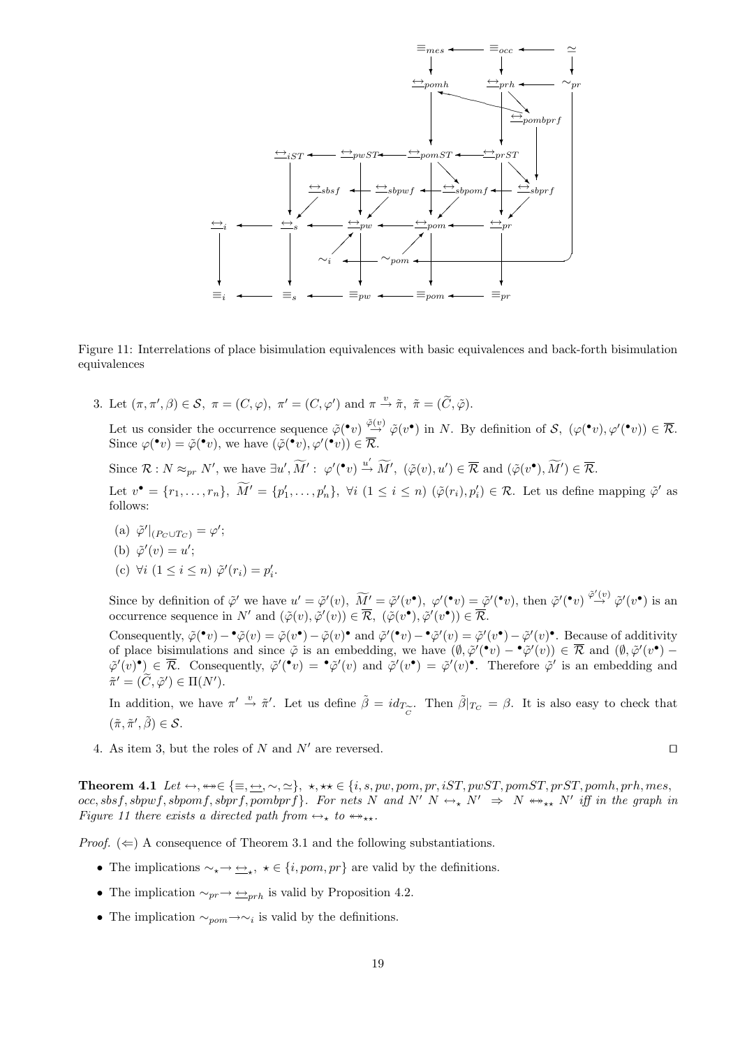Figure 11: Interrelations of place bisimulation equivalences with basic equivalences and back-forth bisimulation equivalences

3. Let $(\pi, \pi', \beta) \in \mathcal{S},\ \pi = (C, \varphi),\ \pi' = (C, \varphi')$ and $\pi \xrightarrow{v} \tilde{\pi},\ \tilde{\pi} = (\widetilde{C}, \tilde{\varphi})$.

   Let us consider the occurrence sequence $\tilde{\varphi}({}^\bullet v) \stackrel{\tilde{\varphi}(v)}{\to} \tilde{\varphi}(v^\bullet)$ in $N$. By definition of $\mathcal{S}$, $(\varphi({}^\bullet v), \varphi'({}^\bullet v)) \in \overline{\mathcal{R}}$. Since $\varphi({}^\bullet v) = \tilde{\varphi}({}^\bullet v)$, we have $(\tilde{\varphi}({}^\bullet v), \varphi'({}^\bullet v)) \in \overline{\mathcal{R}}$.

   Since $\mathcal{R} : N \approx_{pr} N'$, we have $\exists u', \widetilde{M}' :\ \varphi'({}^\bullet v) \xrightarrow{u'} \widetilde{M}',\ (\tilde{\varphi}(v), u') \in \overline{\mathcal{R}}$ and $(\tilde{\varphi}(v^\bullet), \widetilde{M}') \in \overline{\mathcal{R}}$.

   Let $v^\bullet = \{r_1, \ldots, r_n\},\ \widetilde{M}' = \{p'_1, \ldots, p'_n\},\ \forall i\ (1 \leq i \leq n)\ (\tilde{\varphi}(r_i), p'_i) \in \mathcal{R}$. Let us define mapping $\tilde{\varphi}'$ as follows:

   (a) $\tilde{\varphi}'|_{(P_C \cup T_C)} = \varphi'$;

   (b) $\tilde{\varphi}'(v) = u'$;

   (c) $\forall i\ (1 \leq i \leq n)\ \tilde{\varphi}'(r_i) = p'_i$.

   Since by definition of $\tilde{\varphi}'$ we have $u' = \tilde{\varphi}'(v),\ \widetilde{M}' = \tilde{\varphi}'(v^\bullet),\ \varphi'({}^\bullet v) = \tilde{\varphi}'({}^\bullet v)$, then $\tilde{\varphi}'({}^\bullet v) \stackrel{\tilde{\varphi}'(v)}{\to} \tilde{\varphi}'(v^\bullet)$ is an occurrence sequence in $N'$ and $(\tilde{\varphi}(v), \tilde{\varphi}'(v)) \in \overline{\mathcal{R}},\ (\tilde{\varphi}(v^\bullet), \tilde{\varphi}'(v^\bullet)) \in \overline{\mathcal{R}}$.

   Consequently, $\tilde{\varphi}({}^\bullet v) - {}^\bullet\tilde{\varphi}(v) = \tilde{\varphi}(v^\bullet) - \tilde{\varphi}(v)^\bullet$ and $\tilde{\varphi}'({}^\bullet v) - {}^\bullet\tilde{\varphi}'(v) = \tilde{\varphi}'(v^\bullet) - \tilde{\varphi}'(v)^\bullet$. Because of additivity of place bisimulations and since $\tilde{\varphi}$ is an embedding, we have $(\emptyset, \tilde{\varphi}'({}^\bullet v) - {}^\bullet\tilde{\varphi}'(v)) \in \overline{\mathcal{R}}$ and $(\emptyset, \tilde{\varphi}'(v^\bullet) - \tilde{\varphi}'(v)^\bullet) \in \overline{\mathcal{R}}$. Consequently, $\tilde{\varphi}'({}^\bullet v) = {}^\bullet\tilde{\varphi}'(v)$ and $\tilde{\varphi}'(v^\bullet) = \tilde{\varphi}'(v)^\bullet$. Therefore $\tilde{\varphi}'$ is an embedding and $\tilde{\pi}' = (\widetilde{C}, \tilde{\varphi}') \in \Pi(N')$.

   In addition, we have $\pi' \xrightarrow{v} \tilde{\pi}'$. Let us define $\tilde{\beta} = id_{T_{\widetilde{C}}}$. Then $\tilde{\beta}|_{T_C} = \beta$. It is also easy to check that $(\tilde{\pi}, \tilde{\pi}', \tilde{\beta}) \in \mathcal{S}$.

4. As item 3, but the roles of $N$ and $N'$ are reversed. □

**Theorem 4.1** *Let* $\leftrightarrow, \twoheadleftrightarrow \in \{\equiv, \underline{\leftrightarrow}, \sim, \simeq\}$, $\star, \star\star \in \{i, s, pw, pom, pr, iST, pwST, pomST, prST, pomh, prh, mes, occ, sbsf, sbpwf, sbpomf, sbprf, pombprf\}$. *For nets* $N$ *and* $N'$ $N \leftrightarrow_\star N' \Rightarrow N \twoheadleftrightarrow_{\star\star} N'$ *iff in the graph in Figure 11 there exists a directed path from* $\leftrightarrow_\star$ *to* $\twoheadleftrightarrow_{\star\star}$.

*Proof.* ($\Leftarrow$) A consequence of Theorem 3.1 and the following substantiations.

- The implications $\sim_\star \to \underline{\leftrightarrow}_\star,\ \star \in \{i, pom, pr\}$ are valid by the definitions.
- The implication $\sim_{pr} \to \underline{\leftrightarrow}_{prh}$ is valid by Proposition 4.2.
- The implication $\sim_{pom} \to \sim_i$ is valid by the definitions.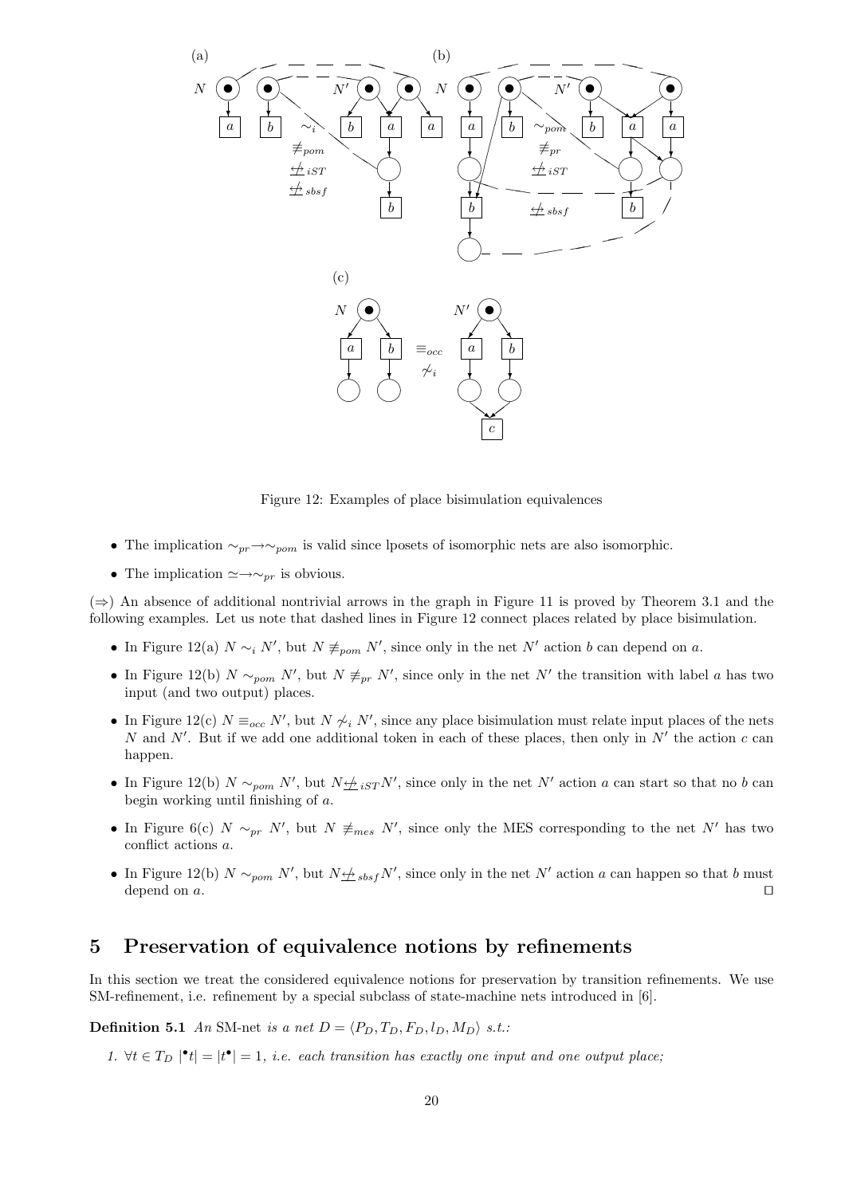Figure 12: Examples of place bisimulation equivalences

- The implication $\sim_{pr} \to \sim_{pom}$ is valid since lposets of isomorphic nets are also isomorphic.
- The implication $\simeq \to \sim_{pr}$ is obvious.

($\Rightarrow$) An absence of additional nontrivial arrows in the graph in Figure 11 is proved by Theorem 3.1 and the following examples. Let us note that dashed lines in Figure 12 connect places related by place bisimulation.

- In Figure 12(a) $N \sim_i N'$, but $N \not\equiv_{pom} N'$, since only in the net $N'$ action $b$ can depend on $a$.
- In Figure 12(b) $N \sim_{pom} N'$, but $N \not\equiv_{pr} N'$, since only in the net $N'$ the transition with label $a$ has two input (and two output) places.
- In Figure 12(c) $N \equiv_{occ} N'$, but $N \not\sim_i N'$, since any place bisimulation must relate input places of the nets $N$ and $N'$. But if we add one additional token in each of these places, then only in $N'$ the action $c$ can happen.
- In Figure 12(b) $N \sim_{pom} N'$, but $N \not\underline{\leftrightarrow}_{iST} N'$, since only in the net $N'$ action $a$ can start so that no $b$ can begin working until finishing of $a$.
- In Figure 6(c) $N \sim_{pr} N'$, but $N \not\equiv_{mes} N'$, since only the MES corresponding to the net $N'$ has two conflict actions $a$.
- In Figure 12(b) $N \sim_{pom} N'$, but $N \not\underline{\leftrightarrow}_{sbsf} N'$, since only in the net $N'$ action $a$ can happen so that $b$ must depend on $a$. $\square$

# 5 Preservation of equivalence notions by refinements

In this section we treat the considered equivalence notions for preservation by transition refinements. We use SM-refinement, i.e. refinement by a special subclass of state-machine nets introduced in [6].

**Definition 5.1** *An* SM-net *is a net $D = \langle P_D, T_D, F_D, l_D, M_D \rangle$ s.t.:*

1. *$\forall t \in T_D \ |{}^\bullet t| = |t^\bullet| = 1$, i.e. each transition has exactly one input and one output place;*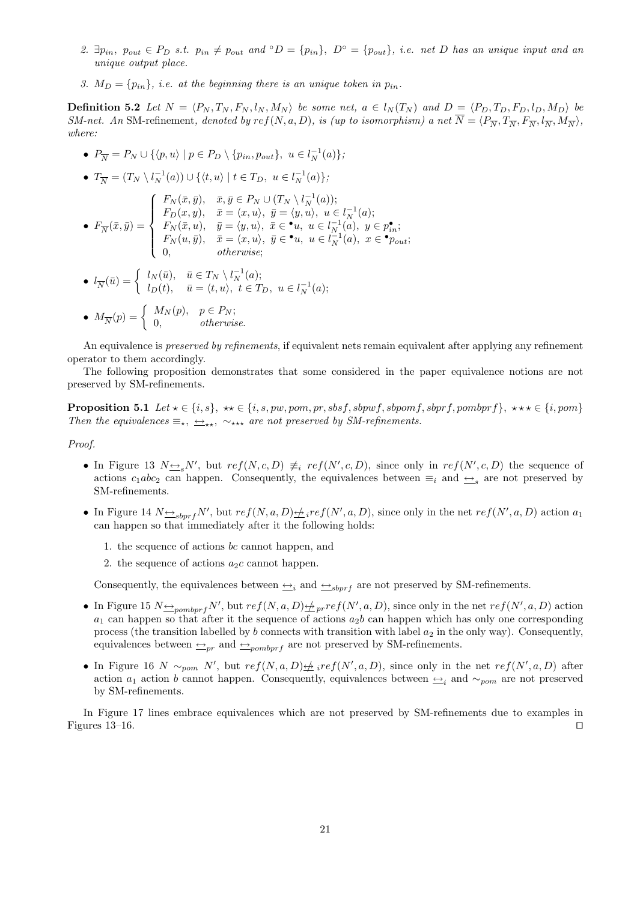2. $\exists p_{in},\ p_{out} \in P_D$ s.t. $p_{in} \neq p_{out}$ and ${}^\circ D = \{p_{in}\},\ D^\circ = \{p_{out}\}$, *i.e. net* $D$ *has an unique input and an unique output place.*

3. $M_D = \{p_{in}\}$, *i.e. at the beginning there is an unique token in* $p_{in}$.

**Definition 5.2** *Let* $N = \langle P_N, T_N, F_N, l_N, M_N\rangle$ *be some net,* $a \in l_N(T_N)$ *and* $D = \langle P_D, T_D, F_D, l_D, M_D\rangle$ *be SM-net. An* SM-refinement*, denoted by* $ref(N, a, D)$*, is (up to isomorphism) a net* $\overline{N} = \langle P_{\overline{N}}, T_{\overline{N}}, F_{\overline{N}}, l_{\overline{N}}, M_{\overline{N}}\rangle$*, where:*

- $P_{\overline{N}} = P_N \cup \{\langle p, u\rangle \mid p \in P_D \setminus \{p_{in}, p_{out}\},\ u \in l_N^{-1}(a)\}$;
- $T_{\overline{N}} = (T_N \setminus l_N^{-1}(a)) \cup \{\langle t, u\rangle \mid t \in T_D,\ u \in l_N^{-1}(a)\}$;
- $F_{\overline{N}}(\bar{x}, \bar{y}) = \begin{cases} F_N(\bar{x}, \bar{y}), & \bar{x}, \bar{y} \in P_N \cup (T_N \setminus l_N^{-1}(a)); \\ F_D(x, y), & \bar{x} = \langle x, u\rangle,\ \bar{y} = \langle y, u\rangle,\ u \in l_N^{-1}(a); \\ F_N(\bar{x}, u), & \bar{y} = \langle y, u\rangle,\ \bar{x} \in {}^\bullet u,\ u \in l_N^{-1}(a),\ y \in p_{in}^\bullet; \\ F_N(u, \bar{y}), & \bar{x} = \langle x, u\rangle,\ \bar{y} \in {}^\bullet u,\ u \in l_N^{-1}(a),\ x \in {}^\bullet p_{out}; \\ 0, & \textit{otherwise}; \end{cases}$
- $l_{\overline{N}}(\bar{u}) = \begin{cases} l_N(\bar{u}), & \bar{u} \in T_N \setminus l_N^{-1}(a); \\ l_D(t), & \bar{u} = \langle t, u\rangle,\ t \in T_D,\ u \in l_N^{-1}(a); \end{cases}$
- $M_{\overline{N}}(p) = \begin{cases} M_N(p), & p \in P_N; \\ 0, & \textit{otherwise}. \end{cases}$

An equivalence is *preserved by refinements*, if equivalent nets remain equivalent after applying any refinement operator to them accordingly.

The following proposition demonstrates that some considered in the paper equivalence notions are not preserved by SM-refinements.

**Proposition 5.1** *Let* $\star \in \{i, s\}$, $\star\star \in \{i, s, pw, pom, pr, sbsf, sbpwf, sbpomf, sbprf, pombprf\}$, $\star\star\star \in \{i, pom\}$ *Then the equivalences* $\equiv_\star$, $\underline{\leftrightarrow}_{\star\star}$, $\sim_{\star\star\star}$ *are not preserved by SM-refinements.*

*Proof.*

- In Figure 13 $N \underline{\leftrightarrow}_s N'$, but $ref(N, c, D) \not\equiv_i ref(N', c, D)$, since only in $ref(N', c, D)$ the sequence of actions $c_1abc_2$ can happen. Consequently, the equivalences between $\equiv_i$ and $\underline{\leftrightarrow}_s$ are not preserved by SM-refinements.
- In Figure 14 $N \underline{\leftrightarrow}_{sbprf} N'$, but $ref(N, a, D) \not\underline{\leftrightarrow}_i ref(N', a, D)$, since only in the net $ref(N', a, D)$ action $a_1$ can happen so that immediately after it the following holds:
  1. the sequence of actions $bc$ cannot happen, and
  2. the sequence of actions $a_2c$ cannot happen.

  Consequently, the equivalences between $\underline{\leftrightarrow}_i$ and $\underline{\leftrightarrow}_{sbprf}$ are not preserved by SM-refinements.
- In Figure 15 $N \underline{\leftrightarrow}_{pombprf} N'$, but $ref(N, a, D) \not\underline{\leftrightarrow}_{pr} ref(N', a, D)$, since only in the net $ref(N', a, D)$ action $a_1$ can happen so that after it the sequence of actions $a_2b$ can happen which has only one corresponding process (the transition labelled by $b$ connects with transition with label $a_2$ in the only way). Consequently, equivalences between $\underline{\leftrightarrow}_{pr}$ and $\underline{\leftrightarrow}_{pombprf}$ are not preserved by SM-refinements.
- In Figure 16 $N \sim_{pom} N'$, but $ref(N, a, D) \not\underline{\leftrightarrow}_i ref(N', a, D)$, since only in the net $ref(N', a, D)$ after action $a_1$ action $b$ cannot happen. Consequently, equivalences between $\underline{\leftrightarrow}_i$ and $\sim_{pom}$ are not preserved by SM-refinements.

In Figure 17 lines embrace equivalences which are not preserved by SM-refinements due to examples in Figures 13–16. $\square$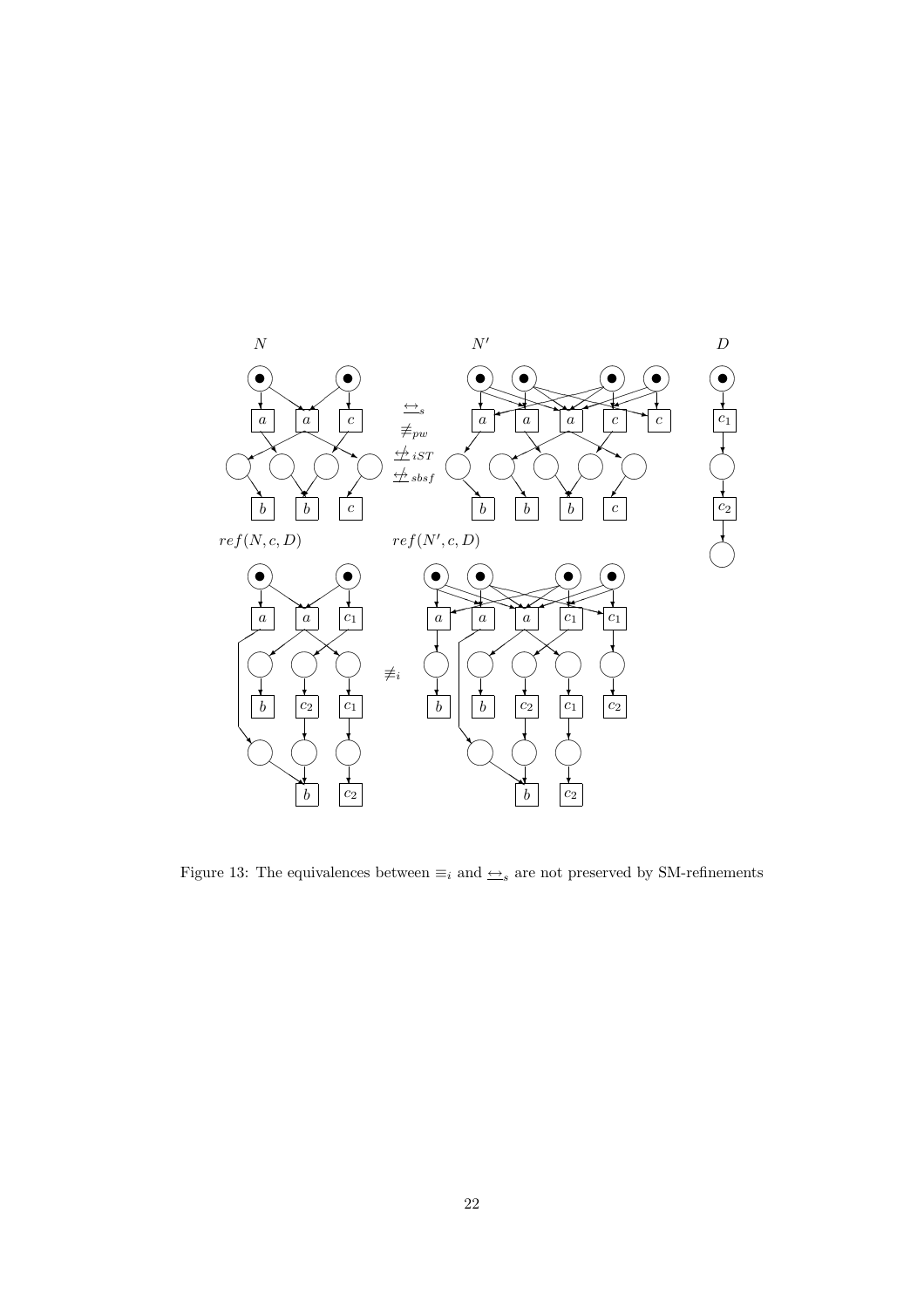Figure 13: The equivalences between $\equiv_i$ and $\underline{\leftrightarrow}_s$ are not preserved by SM-refinements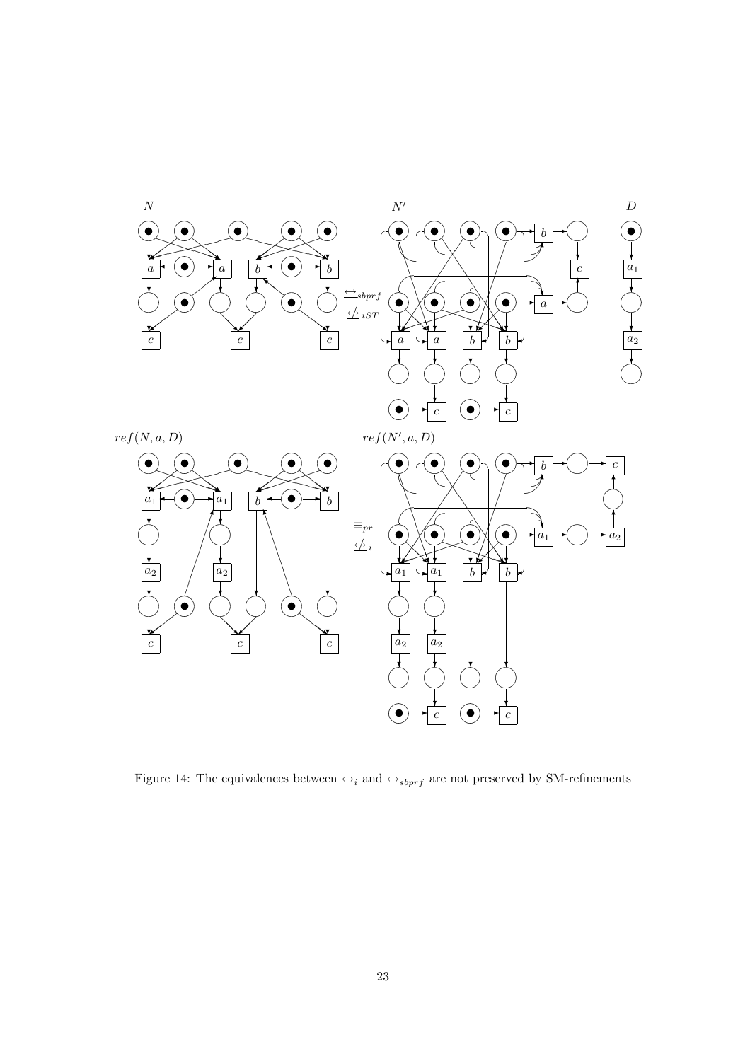Figure 14: The equivalences between $\underline{\leftrightarrow}_i$ and $\underline{\leftrightarrow}_{sbprf}$ are not preserved by SM-refinements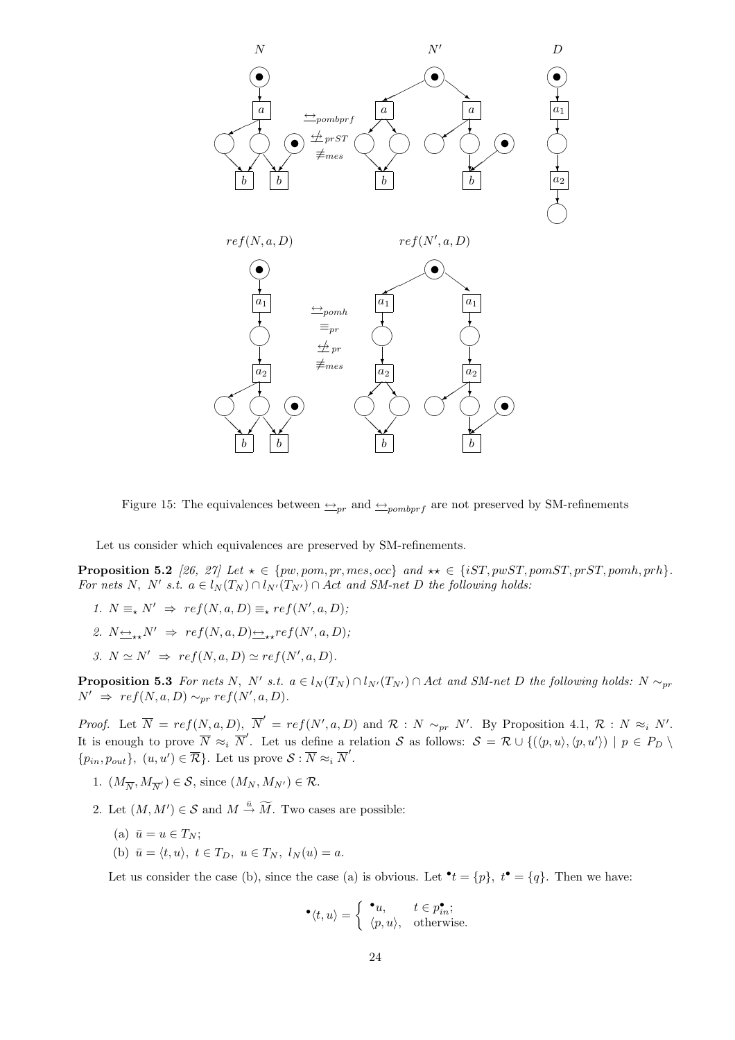Figure 15: The equivalences between $\underline{\leftrightarrow}_{pr}$ and $\underline{\leftrightarrow}_{pombprf}$ are not preserved by SM-refinements

Let us consider which equivalences are preserved by SM-refinements.

**Proposition 5.2** *[26, 27] Let $\star \in \{pw, pom, pr, mes, occ\}$ and $\star\star \in \{iST, pwST, pomST, prST, pomh, prh\}$. For nets $N$, $N'$ s.t. $a \in l_N(T_N) \cap l_{N'}(T_{N'}) \cap Act$ and SM-net $D$ the following holds:*

1. $N \equiv_\star N' \ \Rightarrow \ ref(N, a, D) \equiv_\star ref(N', a, D)$;
2. $N \underline{\leftrightarrow}_{\star\star} N' \ \Rightarrow \ ref(N, a, D) \underline{\leftrightarrow}_{\star\star} ref(N', a, D)$;
3. $N \simeq N' \ \Rightarrow \ ref(N, a, D) \simeq ref(N', a, D)$.

**Proposition 5.3** *For nets $N$, $N'$ s.t. $a \in l_N(T_N) \cap l_{N'}(T_{N'}) \cap Act$ and SM-net $D$ the following holds: $N \sim_{pr} N' \ \Rightarrow \ ref(N, a, D) \sim_{pr} ref(N', a, D)$.*

*Proof.* Let $\overline{N} = ref(N, a, D)$, $\overline{N}' = ref(N', a, D)$ and $\mathcal{R} : N \sim_{pr} N'$. By Proposition 4.1, $\mathcal{R} : N \approx_i N'$. It is enough to prove $\overline{N} \approx_i \overline{N}'$. Let us define a relation $\mathcal{S}$ as follows: $\mathcal{S} = \mathcal{R} \cup \{(\langle p, u\rangle, \langle p, u'\rangle) \mid p \in P_D \setminus \{p_{in}, p_{out}\}, \ (u, u') \in \overline{\mathcal{R}}\}$. Let us prove $\mathcal{S} : \overline{N} \approx_i \overline{N}'$.

1. $(M_{\overline{N}}, M_{\overline{N}'}) \in \mathcal{S}$, since $(M_N, M_{N'}) \in \mathcal{R}$.
2. Let $(M, M') \in \mathcal{S}$ and $M \xrightarrow{\bar{u}} \widetilde{M}$. Two cases are possible:
   (a) $\bar{u} = u \in T_N$;
   (b) $\bar{u} = \langle t, u\rangle, \ t \in T_D, \ u \in T_N, \ l_N(u) = a$.

   Let us consider the case (b), since the case (a) is obvious. Let ${}^\bullet t = \{p\}$, $t^\bullet = \{q\}$. Then we have:

$$^\bullet\langle t, u\rangle = \begin{cases} {}^\bullet u, & t \in p_{in}^\bullet; \\ \langle p, u\rangle, & \text{otherwise.} \end{cases}$$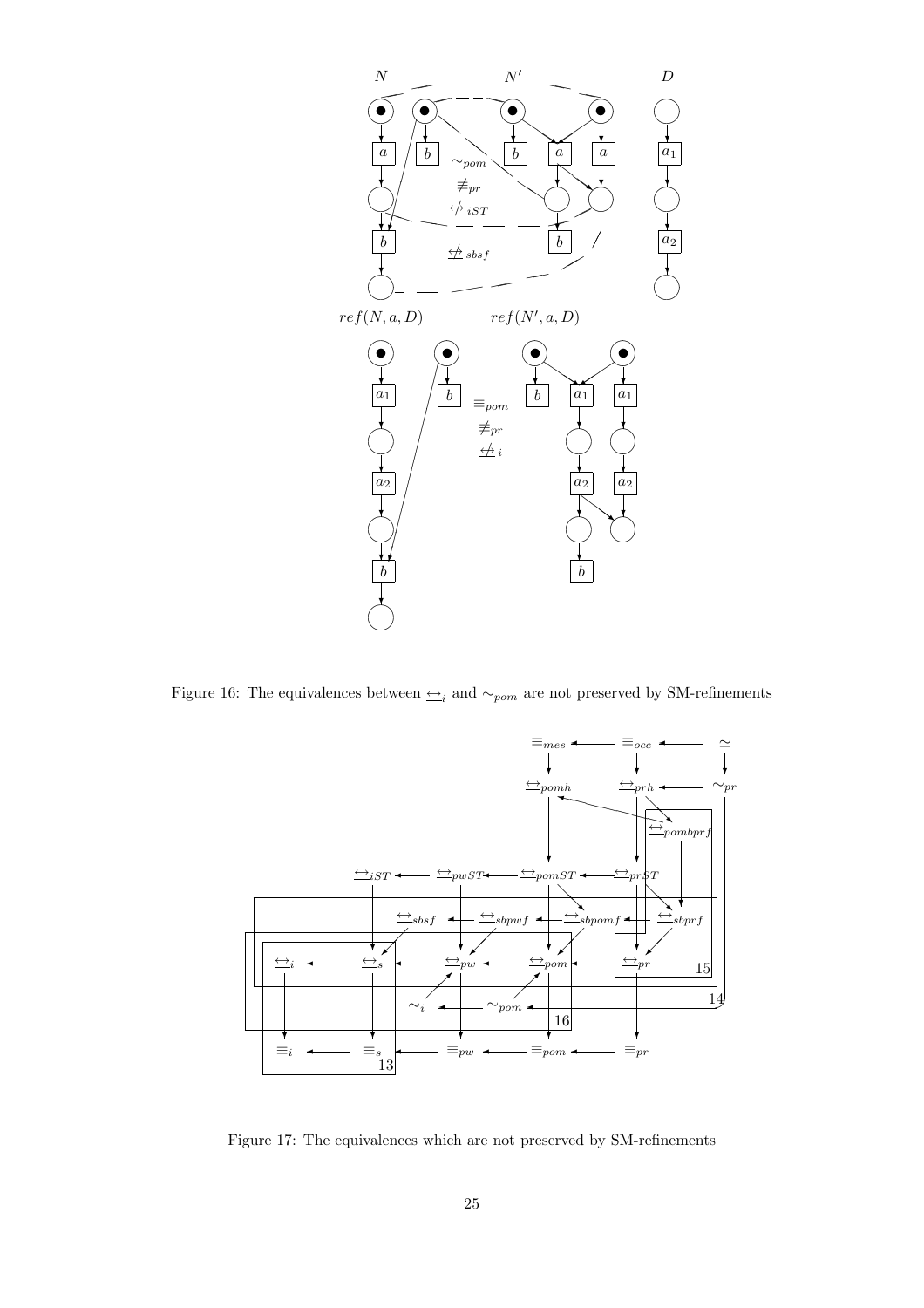Figure 16: The equivalences between $\underline{\leftrightarrow}_i$ and $\sim_{pom}$ are not preserved by SM-refinements

Figure 17: The equivalences which are not preserved by SM-refinements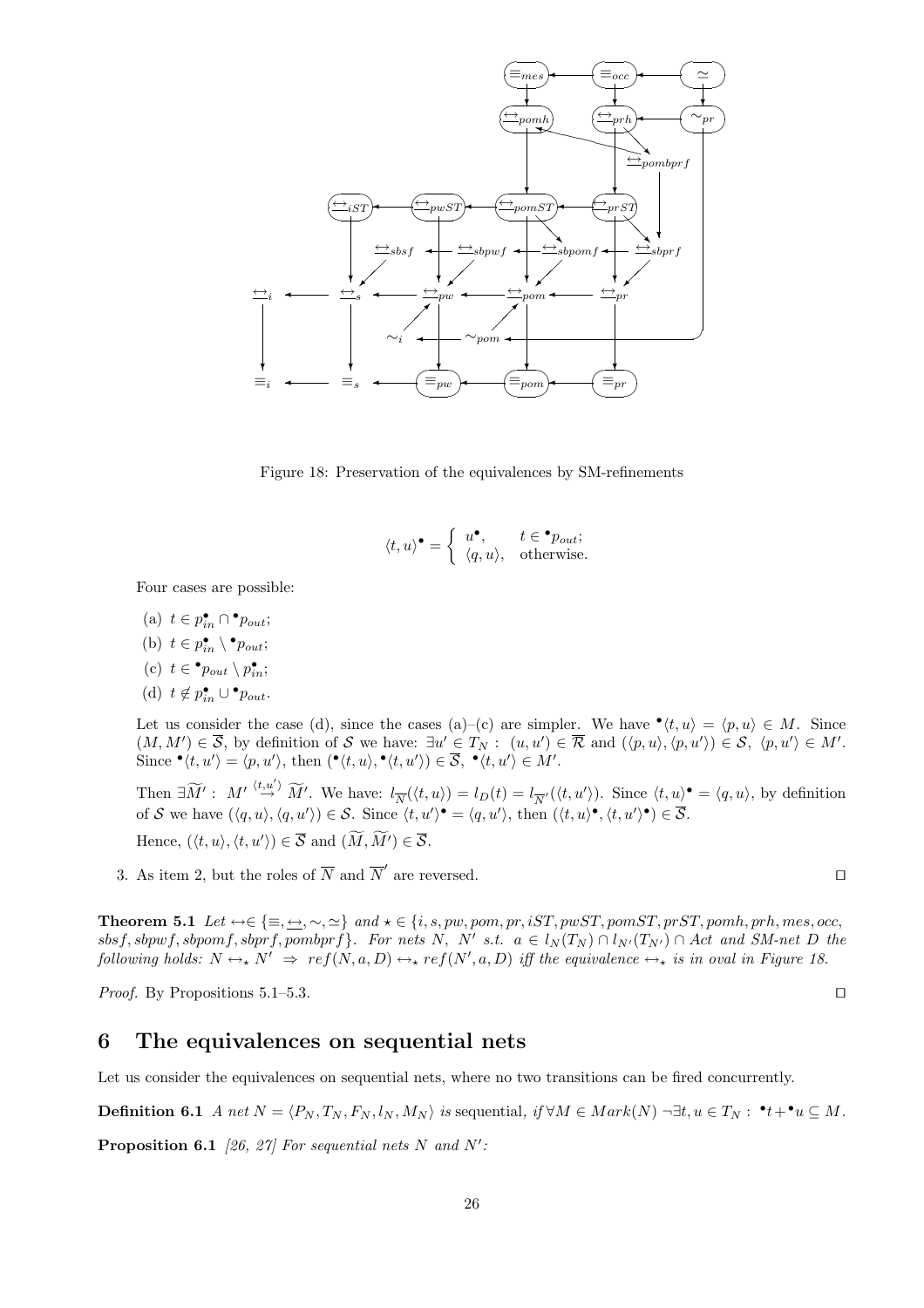Figure 18: Preservation of the equivalences by SM-refinements

$$\langle t, u\rangle^{\bullet} = \begin{cases} u^{\bullet}, & t \in {}^{\bullet}p_{out}; \\ \langle q, u\rangle, & \text{otherwise.} \end{cases}$$

Four cases are possible:

(a) $t \in p_{in}^{\bullet} \cap {}^{\bullet}p_{out}$;

(b) $t \in p_{in}^{\bullet} \setminus {}^{\bullet}p_{out}$;

(c) $t \in {}^{\bullet}p_{out} \setminus p_{in}^{\bullet}$;

(d) $t \notin p_{in}^{\bullet} \cup {}^{\bullet}p_{out}$.

Let us consider the case (d), since the cases (a)–(c) are simpler. We have ${}^{\bullet}\langle t, u\rangle = \langle p, u\rangle \in M$. Since $(M, M') \in \overline{\mathcal{S}}$, by definition of $\mathcal{S}$ we have: $\exists u' \in T_N : (u, u') \in \overline{\mathcal{R}}$ and $(\langle p, u\rangle, \langle p, u'\rangle) \in \mathcal{S}, \ \langle p, u'\rangle \in M'$. Since ${}^{\bullet}\langle t, u'\rangle = \langle p, u'\rangle$, then $({}^{\bullet}\langle t, u\rangle, {}^{\bullet}\langle t, u'\rangle) \in \overline{\mathcal{S}}, \ {}^{\bullet}\langle t, u'\rangle \in M'$.

Then $\exists \widetilde{M}' : \ M' \stackrel{\langle t, u'\rangle}{\rightarrow} \widetilde{M}'$. We have: $l_{\overline{N}}(\langle t, u\rangle) = l_D(t) = l_{\overline{N}'}(\langle t, u'\rangle)$. Since $\langle t, u\rangle^{\bullet} = \langle q, u\rangle$, by definition of $\mathcal{S}$ we have $(\langle q, u\rangle, \langle q, u'\rangle) \in \mathcal{S}$. Since $\langle t, u'\rangle^{\bullet} = \langle q, u'\rangle$, then $(\langle t, u\rangle^{\bullet}, \langle t, u'\rangle^{\bullet}) \in \overline{\mathcal{S}}$.

Hence, $(\langle t, u\rangle, \langle t, u'\rangle) \in \overline{\mathcal{S}}$ and $(\widetilde{M}, \widetilde{M}') \in \overline{\mathcal{S}}$.

3. As item 2, but the roles of $\overline{N}$ and $\overline{N}'$ are reversed. $\square$

**Theorem 5.1** *Let* $\leftrightarrow \in \{\equiv, \underline{\leftrightarrow}, \sim, \simeq\}$ *and* $\star \in \{i, s, pw, pom, pr, iST, pwST, pomST, prST, pomh, prh, mes, occ, sbsf, sbpwf, sbpomf, sbprf, pombprf\}$. *For nets* $N$, $N'$ *s.t.* $a \in l_N(T_N) \cap l_{N'}(T_{N'}) \cap Act$ *and SM-net* $D$ *the following holds:* $N \leftrightarrow_\star N' \ \Rightarrow \ ref(N, a, D) \leftrightarrow_\star ref(N', a, D)$ *iff the equivalence* $\leftrightarrow_\star$ *is in oval in Figure 18.*

*Proof.* By Propositions 5.1–5.3. $\square$

# 6 The equivalences on sequential nets

Let us consider the equivalences on sequential nets, where no two transitions can be fired concurrently.

**Definition 6.1** *A net* $N = \langle P_N, T_N, F_N, l_N, M_N\rangle$ *is* sequential, *if* $\forall M \in Mark(N) \ \neg\exists t, u \in T_N : \ {}^{\bullet}t + {}^{\bullet}u \subseteq M$.

**Proposition 6.1** *[26, 27] For sequential nets* $N$ *and* $N'$*:*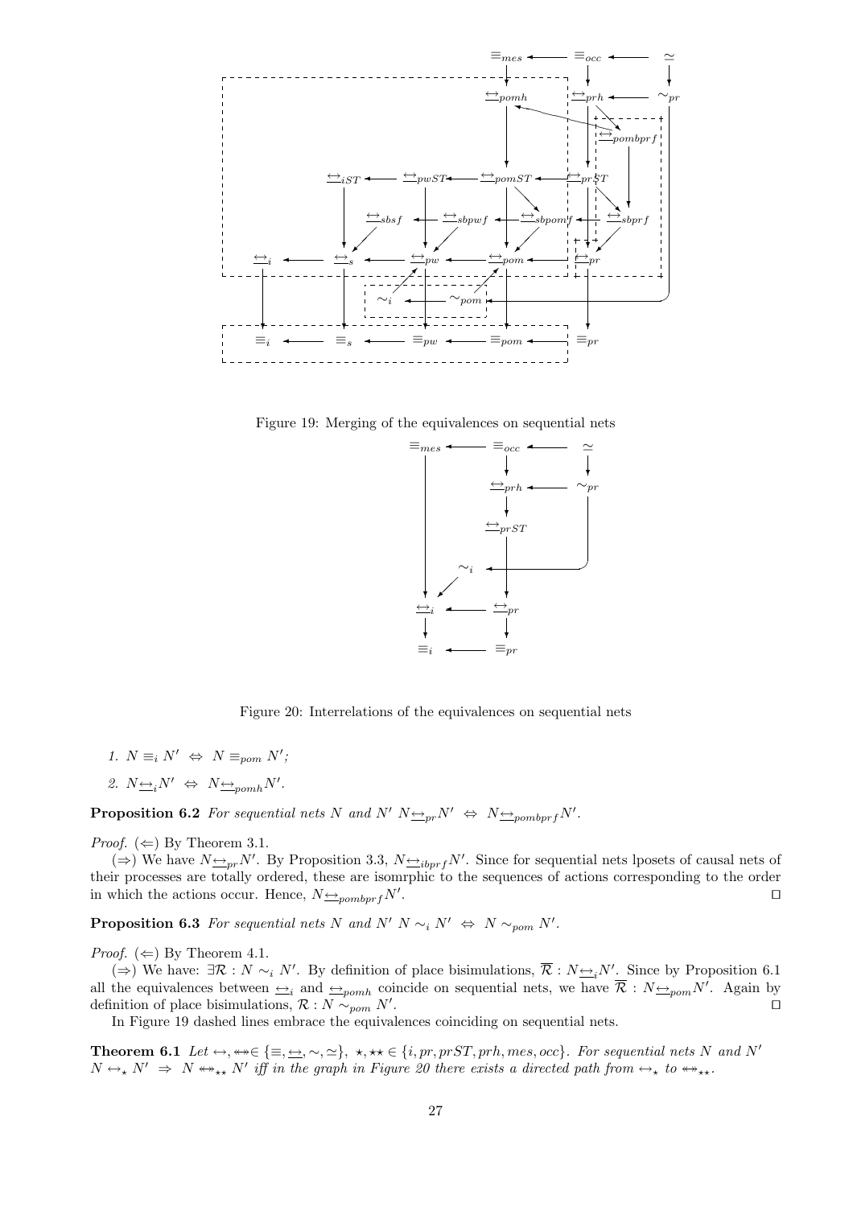Figure 19: Merging of the equivalences on sequential nets

Figure 20: Interrelations of the equivalences on sequential nets

1. $N \equiv_i N' \;\Leftrightarrow\; N \equiv_{pom} N'$;
2. $N \underline{\leftrightarrow}_i N' \;\Leftrightarrow\; N \underline{\leftrightarrow}_{pomh} N'$.

**Proposition 6.2** *For sequential nets $N$ and $N'$ $N \underline{\leftrightarrow}_{pr} N' \;\Leftrightarrow\; N \underline{\leftrightarrow}_{pombprf} N'$.*

*Proof.* ($\Leftarrow$) By Theorem 3.1.

($\Rightarrow$) We have $N \underline{\leftrightarrow}_{pr} N'$. By Proposition 3.3, $N \underline{\leftrightarrow}_{ibprf} N'$. Since for sequential nets lposets of causal nets of their processes are totally ordered, these are isomrphic to the sequences of actions corresponding to the order in which the actions occur. Hence, $N \underline{\leftrightarrow}_{pombprf} N'$. ⊓⊔

**Proposition 6.3** *For sequential nets $N$ and $N'$ $N \sim_i N' \;\Leftrightarrow\; N \sim_{pom} N'$.*

*Proof.* ($\Leftarrow$) By Theorem 4.1.

($\Rightarrow$) We have: $\exists \mathcal{R} : N \sim_i N'$. By definition of place bisimulations, $\overline{\mathcal{R}} : N \underline{\leftrightarrow}_i N'$. Since by Proposition 6.1 all the equivalences between $\underline{\leftrightarrow}_i$ and $\underline{\leftrightarrow}_{pomh}$ coincide on sequential nets, we have $\overline{\mathcal{R}} : N \underline{\leftrightarrow}_{pom} N'$. Again by definition of place bisimulations, $\mathcal{R} : N \sim_{pom} N'$. ⊓⊔

In Figure 19 dashed lines embrace the equivalences coinciding on sequential nets.

**Theorem 6.1** *Let $\leftrightarrow, \twoheadleftarrow\!\!\twoheadrightarrow \in \{\equiv, \underline{\leftrightarrow}, \sim, \simeq\}$, $\star, \star\star \in \{i, pr, prST, prh, mes, occ\}$. For sequential nets $N$ and $N'$ $N \leftrightarrow_{\star} N' \;\Rightarrow\; N \twoheadleftarrow\!\!\twoheadrightarrow_{\star\star} N'$ iff in the graph in Figure 20 there exists a directed path from $\leftrightarrow_{\star}$ to $\twoheadleftarrow\!\!\twoheadrightarrow_{\star\star}$.*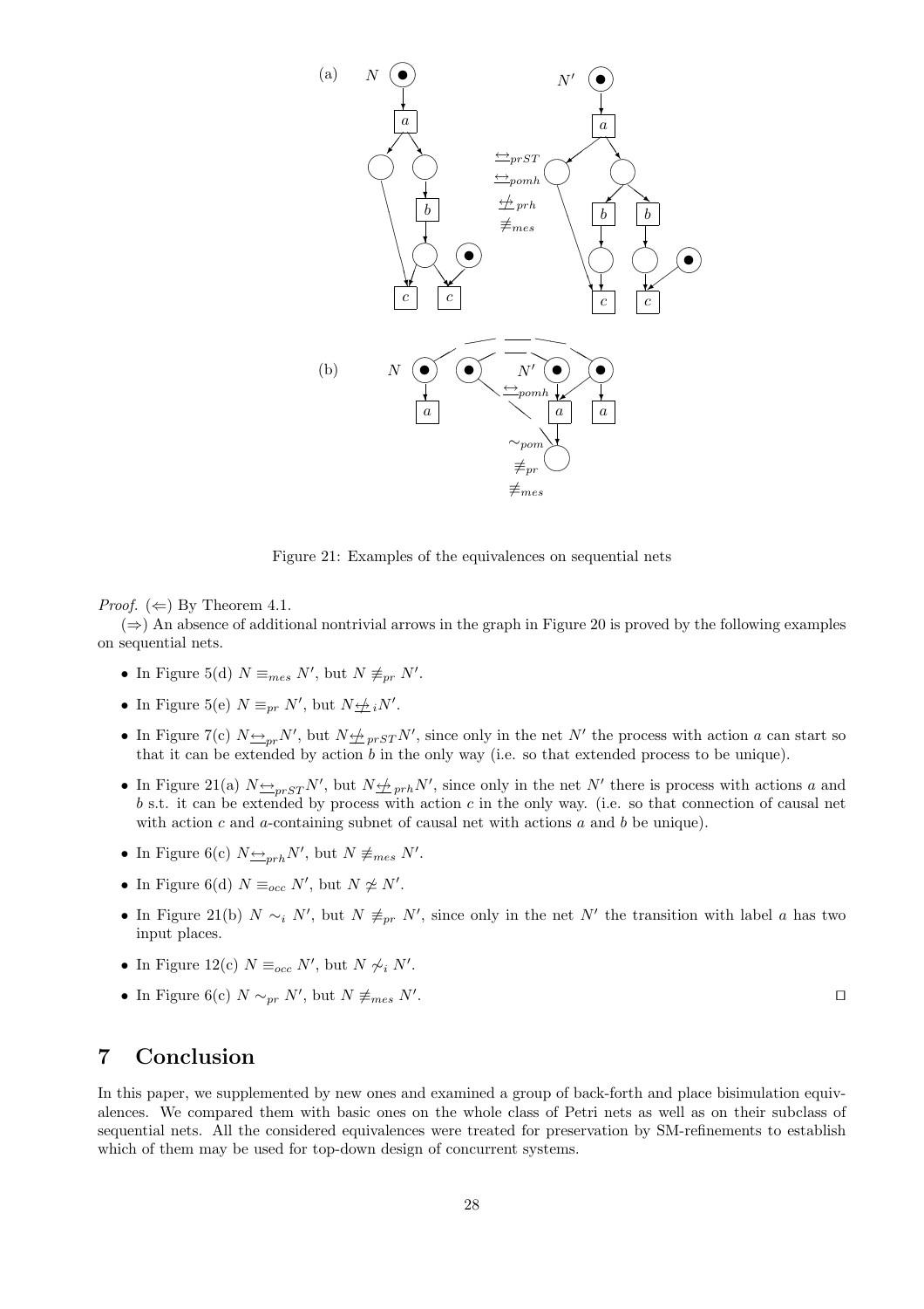Figure 21: Examples of the equivalences on sequential nets

*Proof.* ($\Leftarrow$) By Theorem 4.1.

($\Rightarrow$) An absence of additional nontrivial arrows in the graph in Figure 20 is proved by the following examples on sequential nets.

- In Figure 5(d) $N \equiv_{mes} N'$, but $N \not\equiv_{pr} N'$.
- In Figure 5(e) $N \equiv_{pr} N'$, but $N \not\leftrightarrow_i N'$.
- In Figure 7(c) $N \underline{\leftrightarrow}_{pr} N'$, but $N \not\underline{\leftrightarrow}_{prST} N'$, since only in the net $N'$ the process with action $a$ can start so that it can be extended by action $b$ in the only way (i.e. so that extended process to be unique).
- In Figure 21(a) $N \underline{\leftrightarrow}_{prST} N'$, but $N \not\underline{\leftrightarrow}_{prh} N'$, since only in the net $N'$ there is process with actions $a$ and $b$ s.t. it can be extended by process with action $c$ in the only way. (i.e. so that connection of causal net with action $c$ and $a$-containing subnet of causal net with actions $a$ and $b$ be unique).
- In Figure 6(c) $N \underline{\leftrightarrow}_{prh} N'$, but $N \not\equiv_{mes} N'$.
- In Figure 6(d) $N \equiv_{occ} N'$, but $N \not\simeq N'$.
- In Figure 21(b) $N \sim_i N'$, but $N \not\equiv_{pr} N'$, since only in the net $N'$ the transition with label $a$ has two input places.
- In Figure 12(c) $N \equiv_{occ} N'$, but $N \not\sim_i N'$.
- In Figure 6(c) $N \sim_{pr} N'$, but $N \not\equiv_{mes} N'$. $\square$

## 7 Conclusion

In this paper, we supplemented by new ones and examined a group of back-forth and place bisimulation equivalences. We compared them with basic ones on the whole class of Petri nets as well as on their subclass of sequential nets. All the considered equivalences were treated for preservation by SM-refinements to establish which of them may be used for top-down design of concurrent systems.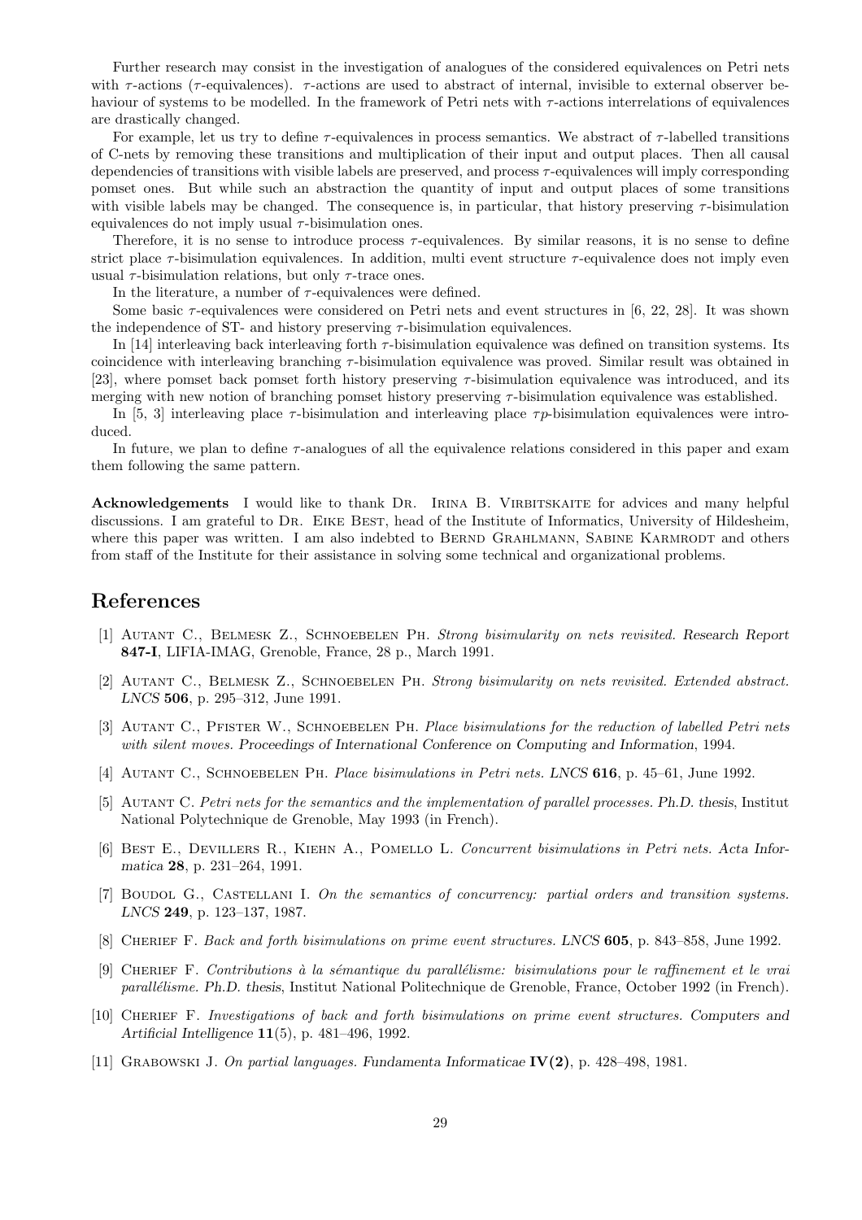Further research may consist in the investigation of analogues of the considered equivalences on Petri nets with $\tau$-actions ($\tau$-equivalences). $\tau$-actions are used to abstract of internal, invisible to external observer behaviour of systems to be modelled. In the framework of Petri nets with $\tau$-actions interrelations of equivalences are drastically changed.

For example, let us try to define $\tau$-equivalences in process semantics. We abstract of $\tau$-labelled transitions of C-nets by removing these transitions and multiplication of their input and output places. Then all causal dependencies of transitions with visible labels are preserved, and process $\tau$-equivalences will imply corresponding pomset ones. But while such an abstraction the quantity of input and output places of some transitions with visible labels may be changed. The consequence is, in particular, that history preserving $\tau$-bisimulation equivalences do not imply usual $\tau$-bisimulation ones.

Therefore, it is no sense to introduce process $\tau$-equivalences. By similar reasons, it is no sense to define strict place $\tau$-bisimulation equivalences. In addition, multi event structure $\tau$-equivalence does not imply even usual $\tau$-bisimulation relations, but only $\tau$-trace ones.

In the literature, a number of $\tau$-equivalences were defined.

Some basic $\tau$-equivalences were considered on Petri nets and event structures in [6, 22, 28]. It was shown the independence of ST- and history preserving $\tau$-bisimulation equivalences.

In [14] interleaving back interleaving forth $\tau$-bisimulation equivalence was defined on transition systems. Its coincidence with interleaving branching $\tau$-bisimulation equivalence was proved. Similar result was obtained in [23], where pomset back pomset forth history preserving $\tau$-bisimulation equivalence was introduced, and its merging with new notion of branching pomset history preserving $\tau$-bisimulation equivalence was established.

In [5, 3] interleaving place $\tau$-bisimulation and interleaving place $\tau p$-bisimulation equivalences were introduced.

In future, we plan to define $\tau$-analogues of all the equivalence relations considered in this paper and exam them following the same pattern.

**Acknowledgements** I would like to thank Dr. Irina B. Virbitskaite for advices and many helpful discussions. I am grateful to Dr. Eike Best, head of the Institute of Informatics, University of Hildesheim, where this paper was written. I am also indebted to Bernd Grahlmann, Sabine Karmrodt and others from staff of the Institute for their assistance in solving some technical and organizational problems.

# References

[1] Autant C., Belmesk Z., Schnoebelen Ph. *Strong bisimularity on nets revisited. Research Report* **847-I**, LIFIA-IMAG, Grenoble, France, 28 p., March 1991.

[2] Autant C., Belmesk Z., Schnoebelen Ph. *Strong bisimularity on nets revisited. Extended abstract. LNCS* **506**, p. 295–312, June 1991.

[3] Autant C., Pfister W., Schnoebelen Ph. *Place bisimulations for the reduction of labelled Petri nets with silent moves. Proceedings of International Conference on Computing and Information*, 1994.

[4] Autant C., Schnoebelen Ph. *Place bisimulations in Petri nets. LNCS* **616**, p. 45–61, June 1992.

[5] Autant C. *Petri nets for the semantics and the implementation of parallel processes. Ph.D. thesis*, Institut National Polytechnique de Grenoble, May 1993 (in French).

[6] Best E., Devillers R., Kiehn A., Pomello L. *Concurrent bisimulations in Petri nets. Acta Informatica* **28**, p. 231–264, 1991.

[7] Boudol G., Castellani I. *On the semantics of concurrency: partial orders and transition systems. LNCS* **249**, p. 123–137, 1987.

[8] Cherief F. *Back and forth bisimulations on prime event structures. LNCS* **605**, p. 843–858, June 1992.

[9] Cherief F. *Contributions à la sémantique du parallélisme: bisimulations pour le raffinement et le vrai parallélisme. Ph.D. thesis*, Institut National Politechnique de Grenoble, France, October 1992 (in French).

[10] Cherief F. *Investigations of back and forth bisimulations on prime event structures. Computers and Artificial Intelligence* **11**(5), p. 481–496, 1992.

[11] Grabowski J. *On partial languages. Fundamenta Informaticae* **IV(2)**, p. 428–498, 1981.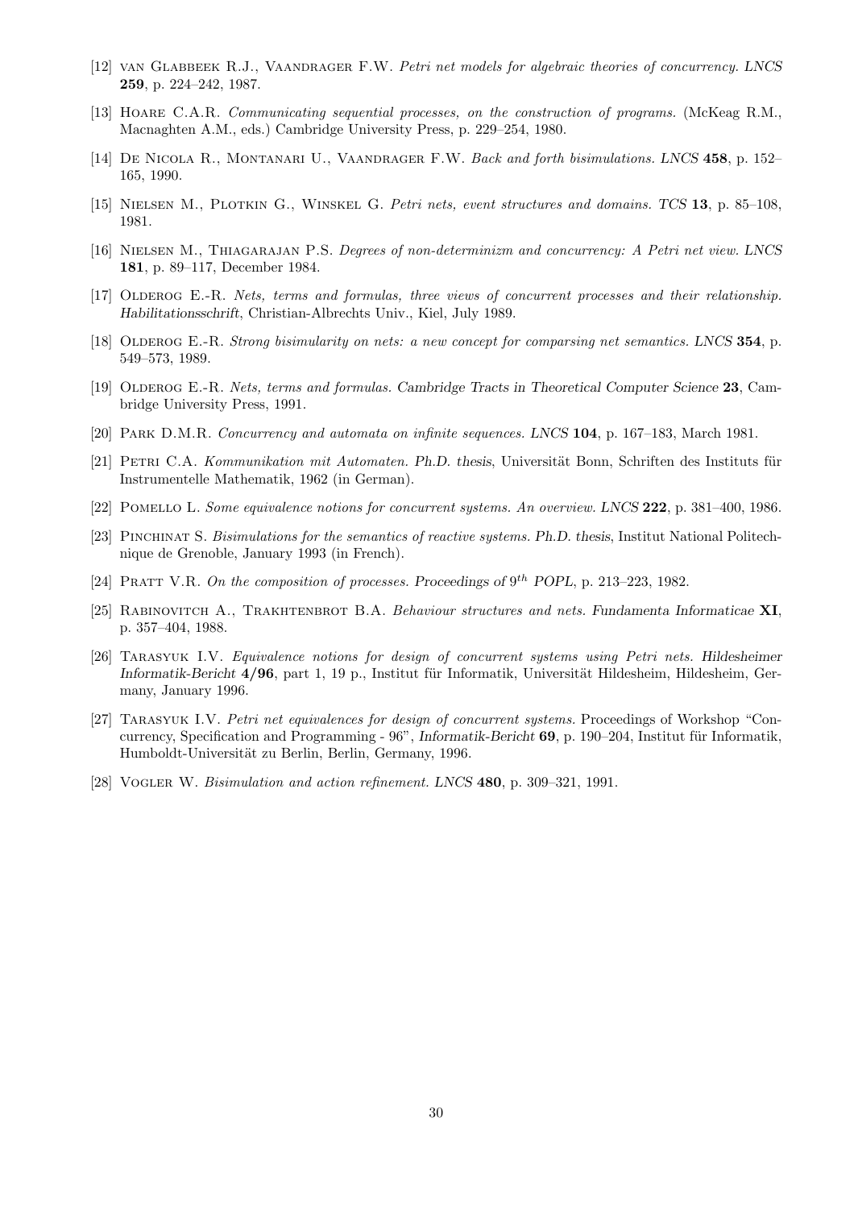[12] van Glabbeek R.J., Vaandrager F.W. *Petri net models for algebraic theories of concurrency. LNCS* **259**, p. 224–242, 1987.

[13] Hoare C.A.R. *Communicating sequential processes, on the construction of programs.* (McKeag R.M., Macnaghten A.M., eds.) Cambridge University Press, p. 229–254, 1980.

[14] De Nicola R., Montanari U., Vaandrager F.W. *Back and forth bisimulations. LNCS* **458**, p. 152–165, 1990.

[15] Nielsen M., Plotkin G., Winskel G. *Petri nets, event structures and domains. TCS* **13**, p. 85–108, 1981.

[16] Nielsen M., Thiagarajan P.S. *Degrees of non-determinizm and concurrency: A Petri net view. LNCS* **181**, p. 89–117, December 1984.

[17] Olderog E.-R. *Nets, terms and formulas, three views of concurrent processes and their relationship. Habilitationsschrift*, Christian-Albrechts Univ., Kiel, July 1989.

[18] Olderog E.-R. *Strong bisimularity on nets: a new concept for comparsing net semantics. LNCS* **354**, p. 549–573, 1989.

[19] Olderog E.-R. *Nets, terms and formulas. Cambridge Tracts in Theoretical Computer Science* **23**, Cambridge University Press, 1991.

[20] Park D.M.R. *Concurrency and automata on infinite sequences. LNCS* **104**, p. 167–183, March 1981.

[21] Petri C.A. *Kommunikation mit Automaten. Ph.D. thesis*, Universität Bonn, Schriften des Instituts für Instrumentelle Mathematik, 1962 (in German).

[22] Pomello L. *Some equivalence notions for concurrent systems. An overview. LNCS* **222**, p. 381–400, 1986.

[23] Pinchinat S. *Bisimulations for the semantics of reactive systems. Ph.D. thesis*, Institut National Politechnique de Grenoble, January 1993 (in French).

[24] Pratt V.R. *On the composition of processes. Proceedings of* $9^{th}$ *POPL*, p. 213–223, 1982.

[25] Rabinovitch A., Trakhtenbrot B.A. *Behaviour structures and nets. Fundamenta Informaticae* **XI**, p. 357–404, 1988.

[26] Tarasyuk I.V. *Equivalence notions for design of concurrent systems using Petri nets. Hildesheimer Informatik-Bericht* **4/96**, part 1, 19 p., Institut für Informatik, Universität Hildesheim, Hildesheim, Germany, January 1996.

[27] Tarasyuk I.V. *Petri net equivalences for design of concurrent systems.* Proceedings of Workshop "Concurrency, Specification and Programming - 96", *Informatik-Bericht* **69**, p. 190–204, Institut für Informatik, Humboldt-Universität zu Berlin, Berlin, Germany, 1996.

[28] Vogler W. *Bisimulation and action refinement. LNCS* **480**, p. 309–321, 1991.